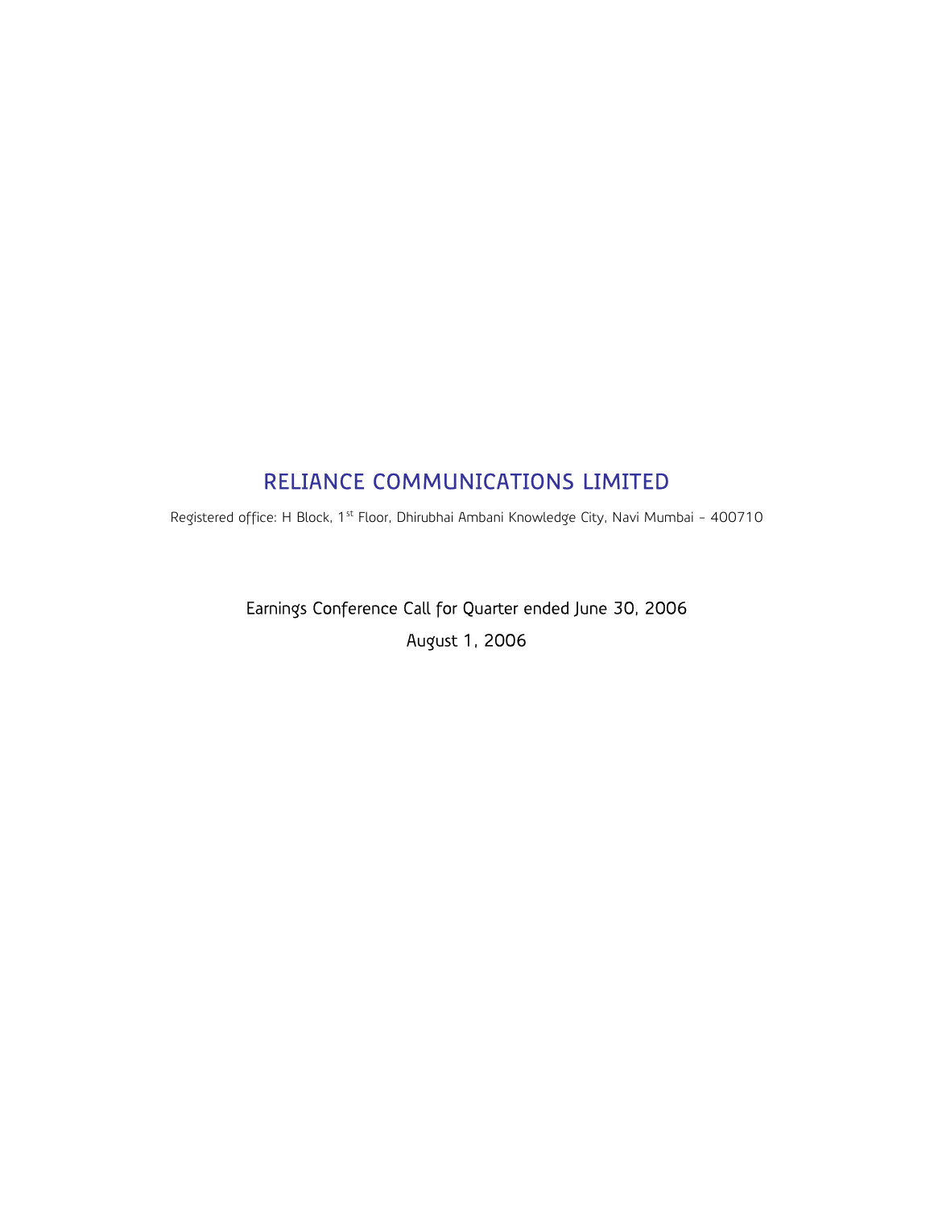# RELIANCE COMMUNICATIONS LIMITED

Registered office: H Block, 1st Floor, Dhirubhai Ambani Knowledge City, Navi Mumbai - 400710

Earnings Conference Call for Quarter ended June 30, 2006

August 1, 2006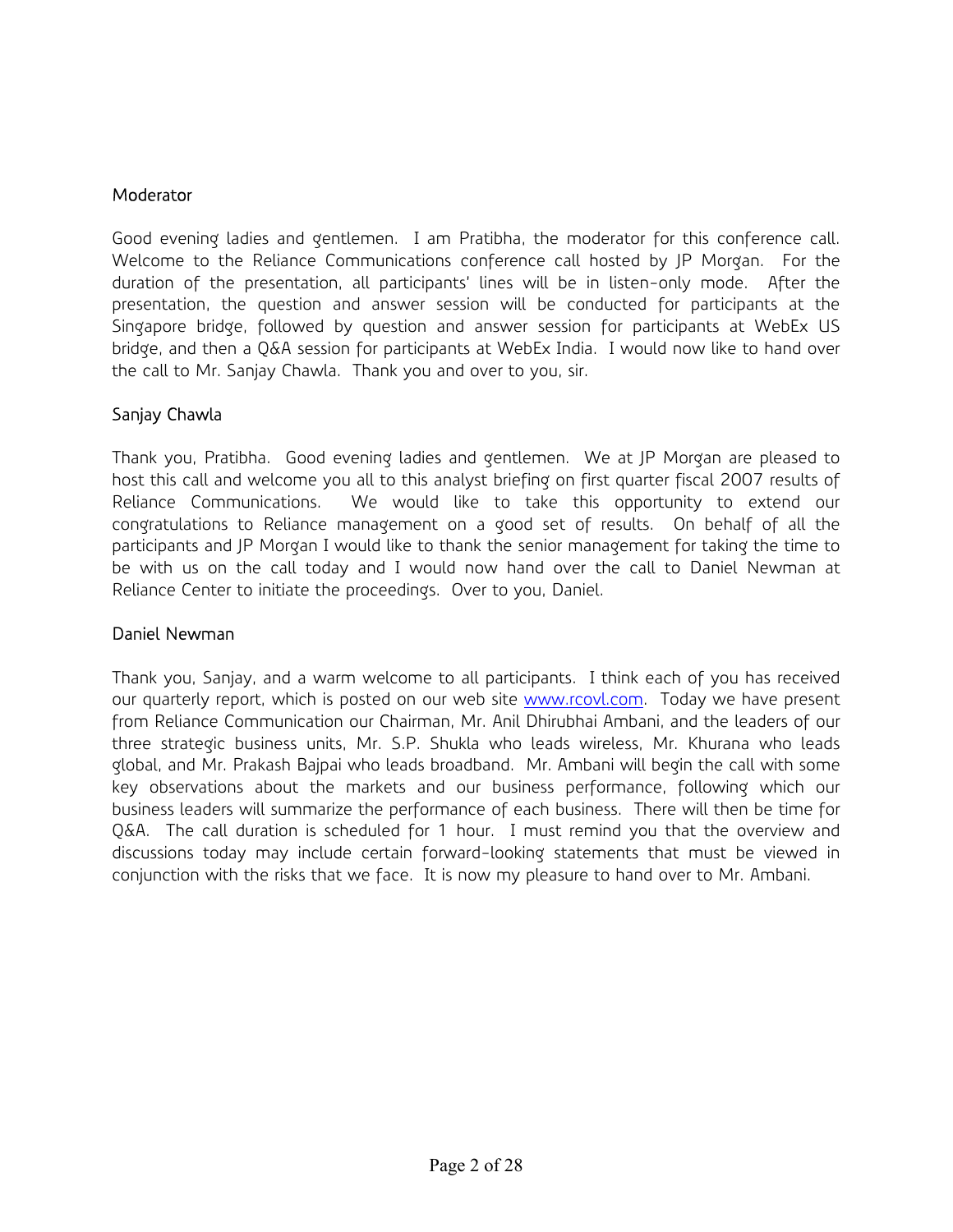Moderator

Good evening ladies and gentlemen. I am Pratibha, the moderator for this conference call. Welcome to the Reliance Communications conference call hosted by JP Morgan. For the duration of the presentation, all participants' lines will be in listen-only mode. After the presentation, the question and answer session will be conducted for participants at the Singapore bridge, followed by question and answer session for participants at WebEx US bridge, and then a Q&A session for participants at WebEx India. I would now like to hand over the call to Mr. Sanjay Chawla. Thank you and over to you, sir.

Sanjay Chawla

Thank you, Pratibha. Good evening ladies and gentlemen. We at JP Morgan are pleased to host this call and welcome you all to this analyst briefing on first quarter fiscal 2007 results of Reliance Communications. We would like to take this opportunity to extend our congratulations to Reliance management on a good set of results. On behalf of all the participants and JP Morgan I would like to thank the senior management for taking the time to be with us on the call today and I would now hand over the call to Daniel Newman at Reliance Center to initiate the proceedings. Over to you, Daniel.

Daniel Newman

Thank you, Sanjay, and a warm welcome to all participants. I think each of you has received our quarterly report, which is posted on our web site www.rcovl.com. Today we have present from Reliance Communication our Chairman, Mr. Anil Dhirubhai Ambani, and the leaders of our three strategic business units, Mr. S.P. Shukla who leads wireless, Mr. Khurana who leads global, and Mr. Prakash Bajpai who leads broadband. Mr. Ambani will begin the call with some key observations about the markets and our business performance, following which our business leaders will summarize the performance of each business. There will then be time for Q&A. The call duration is scheduled for 1 hour. I must remind you that the overview and discussions today may include certain forward-looking statements that must be viewed in conjunction with the risks that we face. It is now my pleasure to hand over to Mr. Ambani.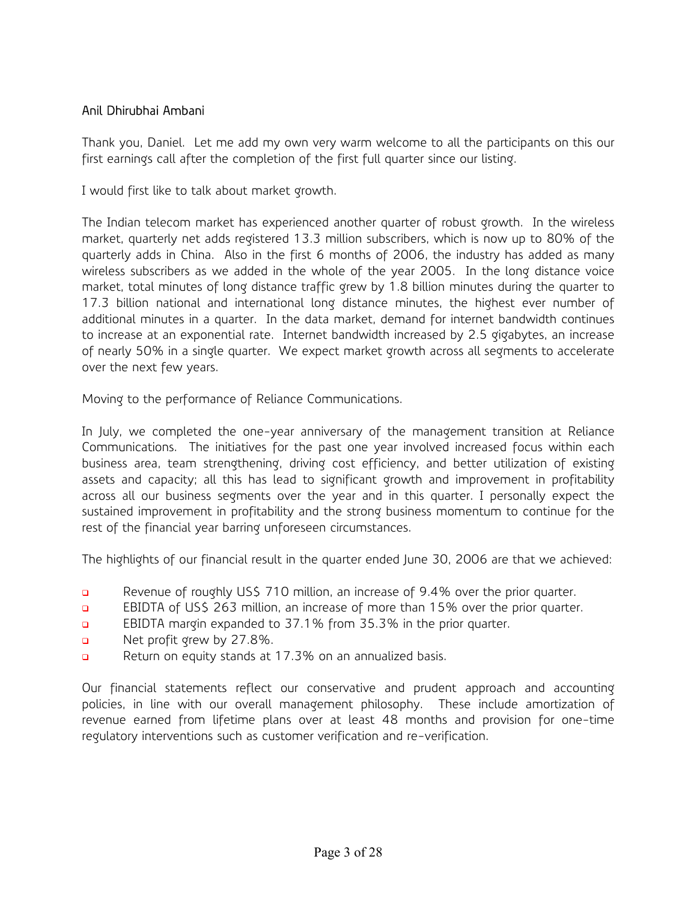Anil Dhirubhai Ambani

Thank you, Daniel. Let me add my own very warm welcome to all the participants on this our first earnings call after the completion of the first full quarter since our listing.

I would first like to talk about market growth.

The Indian telecom market has experienced another quarter of robust growth. In the wireless market, quarterly net adds registered 13.3 million subscribers, which is now up to 80% of the quarterly adds in China. Also in the first 6 months of 2006, the industry has added as many wireless subscribers as we added in the whole of the year 2005. In the long distance voice market, total minutes of long distance traffic grew by 1.8 billion minutes during the quarter to 17.3 billion national and international long distance minutes, the highest ever number of additional minutes in a quarter. In the data market, demand for internet bandwidth continues to increase at an exponential rate. Internet bandwidth increased by 2.5 gigabytes, an increase of nearly 50% in a single quarter. We expect market growth across all segments to accelerate over the next few years.

Moving to the performance of Reliance Communications.

In July, we completed the one-year anniversary of the management transition at Reliance Communications. The initiatives for the past one year involved increased focus within each business area, team strengthening, driving cost efficiency, and better utilization of existing assets and capacity; all this has lead to significant growth and improvement in profitability across all our business segments over the year and in this quarter. I personally expect the sustained improvement in profitability and the strong business momentum to continue for the rest of the financial year barring unforeseen circumstances.

The highlights of our financial result in the quarter ended June 30, 2006 are that we achieved:

- Revenue of roughly US$ 710 million, an increase of 9.4% over the prior quarter.
- EBIDTA of US$ 263 million, an increase of more than 15% over the prior quarter.
- EBIDTA margin expanded to 37.1% from 35.3% in the prior quarter.
- Net profit grew by 27.8%.
- Return on equity stands at 17.3% on an annualized basis.

Our financial statements reflect our conservative and prudent approach and accounting policies, in line with our overall management philosophy. These include amortization of revenue earned from lifetime plans over at least 48 months and provision for one-time regulatory interventions such as customer verification and re-verification.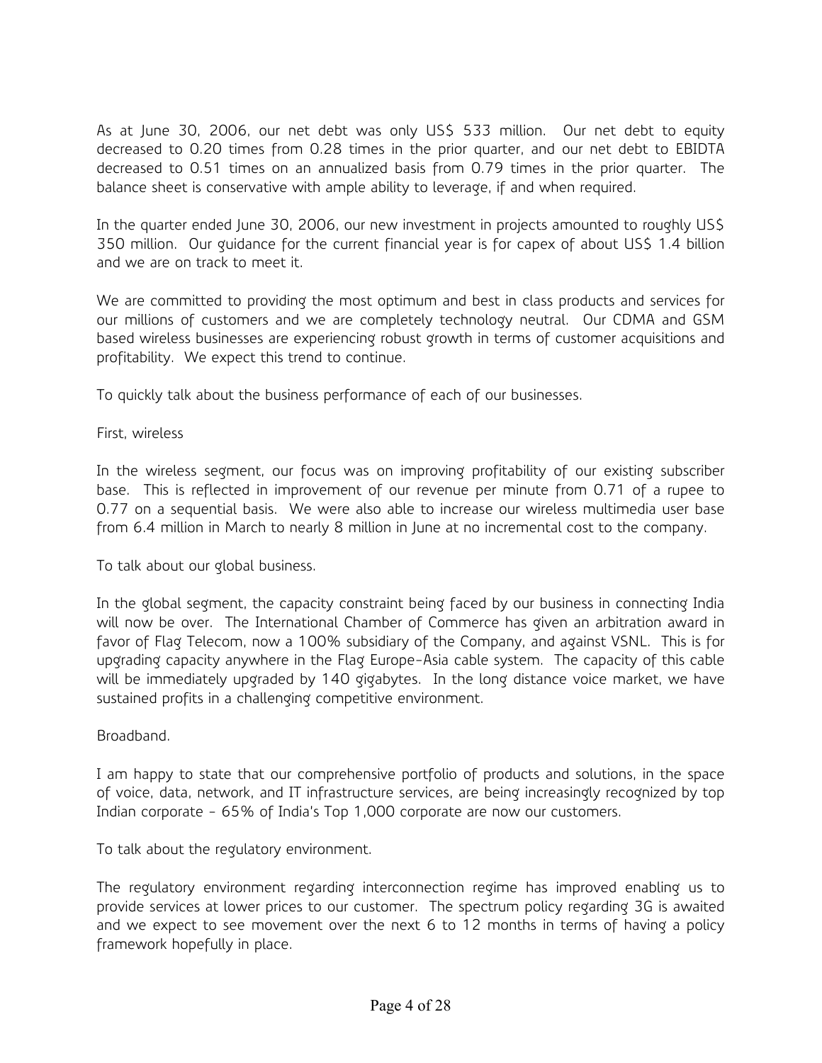As at June 30, 2006, our net debt was only US$ 533 million. Our net debt to equity decreased to 0.20 times from 0.28 times in the prior quarter, and our net debt to EBIDTA decreased to 0.51 times on an annualized basis from 0.79 times in the prior quarter. The balance sheet is conservative with ample ability to leverage, if and when required.

In the quarter ended June 30, 2006, our new investment in projects amounted to roughly US$ 350 million. Our guidance for the current financial year is for capex of about US$ 1.4 billion and we are on track to meet it.

We are committed to providing the most optimum and best in class products and services for our millions of customers and we are completely technology neutral. Our CDMA and GSM based wireless businesses are experiencing robust growth in terms of customer acquisitions and profitability. We expect this trend to continue.

To quickly talk about the business performance of each of our businesses.

First, wireless

In the wireless segment, our focus was on improving profitability of our existing subscriber base. This is reflected in improvement of our revenue per minute from 0.71 of a rupee to 0.77 on a sequential basis. We were also able to increase our wireless multimedia user base from 6.4 million in March to nearly 8 million in June at no incremental cost to the company.

To talk about our global business.

In the global segment, the capacity constraint being faced by our business in connecting India will now be over. The International Chamber of Commerce has given an arbitration award in favor of Flag Telecom, now a 100% subsidiary of the Company, and against VSNL. This is for upgrading capacity anywhere in the Flag Europe-Asia cable system. The capacity of this cable will be immediately upgraded by 140 gigabytes. In the long distance voice market, we have sustained profits in a challenging competitive environment.

Broadband.

I am happy to state that our comprehensive portfolio of products and solutions, in the space of voice, data, network, and IT infrastructure services, are being increasingly recognized by top Indian corporate - 65% of India's Top 1,000 corporate are now our customers.

To talk about the regulatory environment.

The regulatory environment regarding interconnection regime has improved enabling us to provide services at lower prices to our customer. The spectrum policy regarding 3G is awaited and we expect to see movement over the next 6 to 12 months in terms of having a policy framework hopefully in place.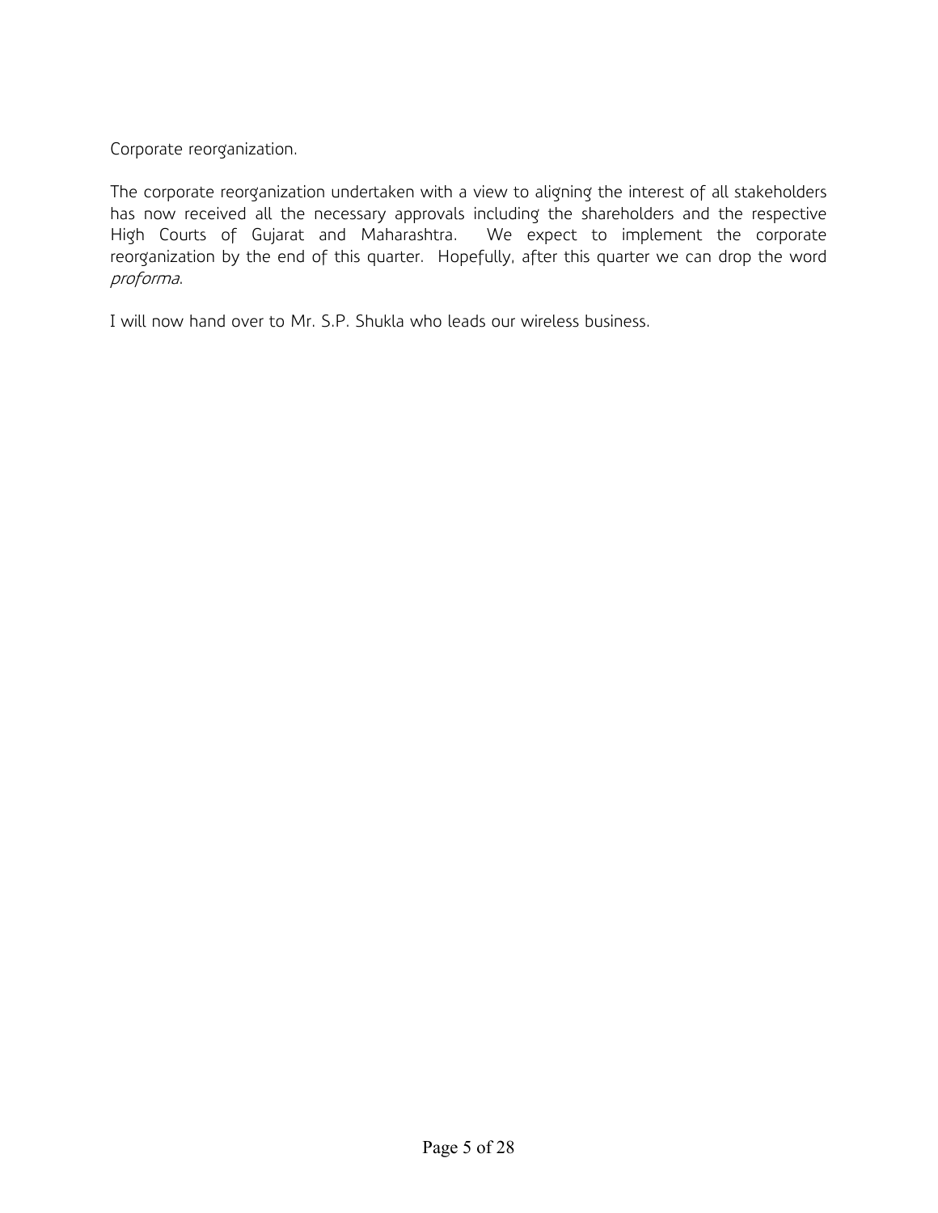Corporate reorganization.

The corporate reorganization undertaken with a view to aligning the interest of all stakeholders has now received all the necessary approvals including the shareholders and the respective High Courts of Gujarat and Maharashtra. We expect to implement the corporate reorganization by the end of this quarter. Hopefully, after this quarter we can drop the word *proforma*.

I will now hand over to Mr. S.P. Shukla who leads our wireless business.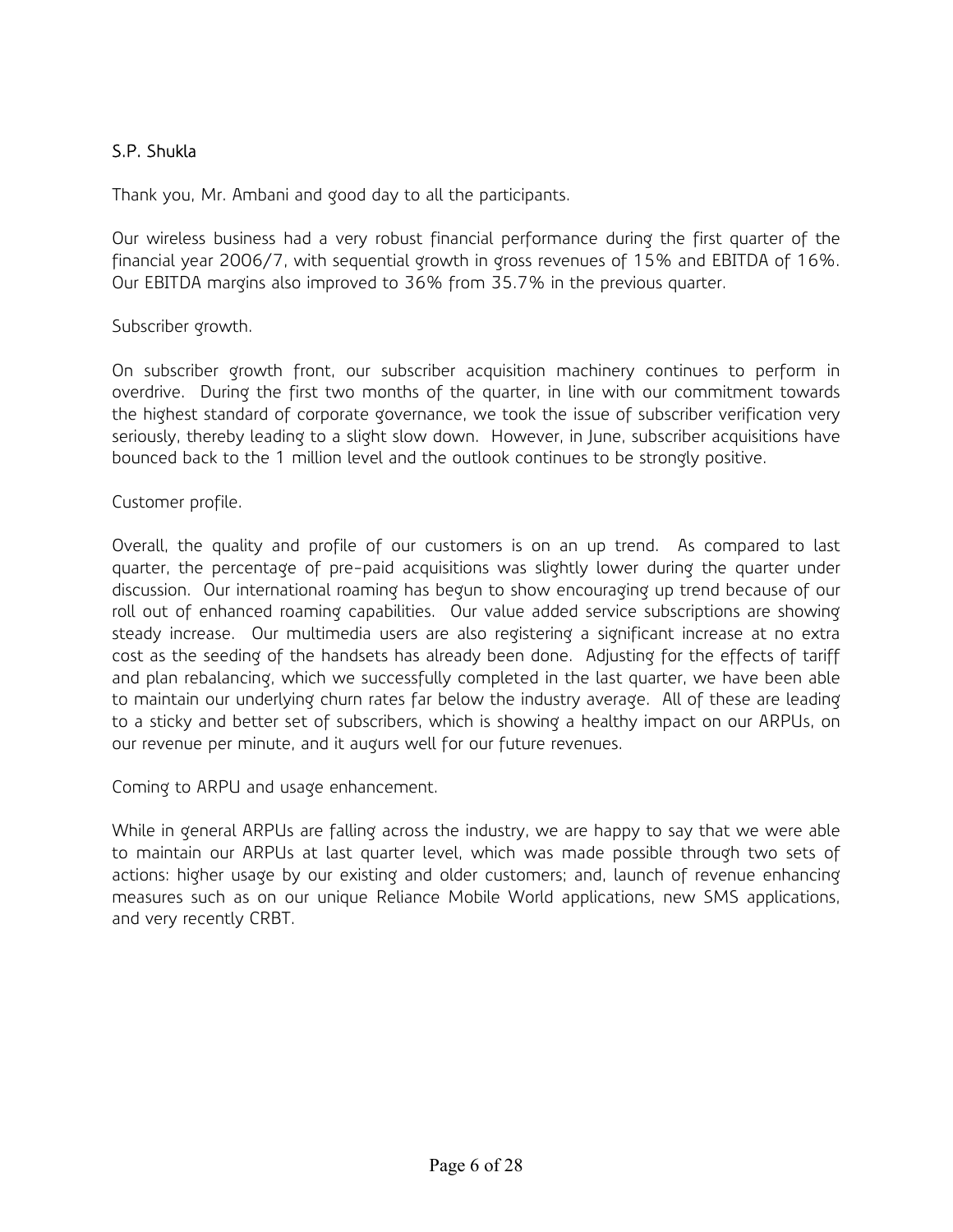S.P. Shukla

Thank you, Mr. Ambani and good day to all the participants.

Our wireless business had a very robust financial performance during the first quarter of the financial year 2006/7, with sequential growth in gross revenues of 15% and EBITDA of 16%. Our EBITDA margins also improved to 36% from 35.7% in the previous quarter.

Subscriber growth.

On subscriber growth front, our subscriber acquisition machinery continues to perform in overdrive. During the first two months of the quarter, in line with our commitment towards the highest standard of corporate governance, we took the issue of subscriber verification very seriously, thereby leading to a slight slow down. However, in June, subscriber acquisitions have bounced back to the 1 million level and the outlook continues to be strongly positive.

Customer profile.

Overall, the quality and profile of our customers is on an up trend. As compared to last quarter, the percentage of pre-paid acquisitions was slightly lower during the quarter under discussion. Our international roaming has begun to show encouraging up trend because of our roll out of enhanced roaming capabilities. Our value added service subscriptions are showing steady increase. Our multimedia users are also registering a significant increase at no extra cost as the seeding of the handsets has already been done. Adjusting for the effects of tariff and plan rebalancing, which we successfully completed in the last quarter, we have been able to maintain our underlying churn rates far below the industry average. All of these are leading to a sticky and better set of subscribers, which is showing a healthy impact on our ARPUs, on our revenue per minute, and it augurs well for our future revenues.

Coming to ARPU and usage enhancement.

While in general ARPUs are falling across the industry, we are happy to say that we were able to maintain our ARPUs at last quarter level, which was made possible through two sets of actions: higher usage by our existing and older customers; and, launch of revenue enhancing measures such as on our unique Reliance Mobile World applications, new SMS applications, and very recently CRBT.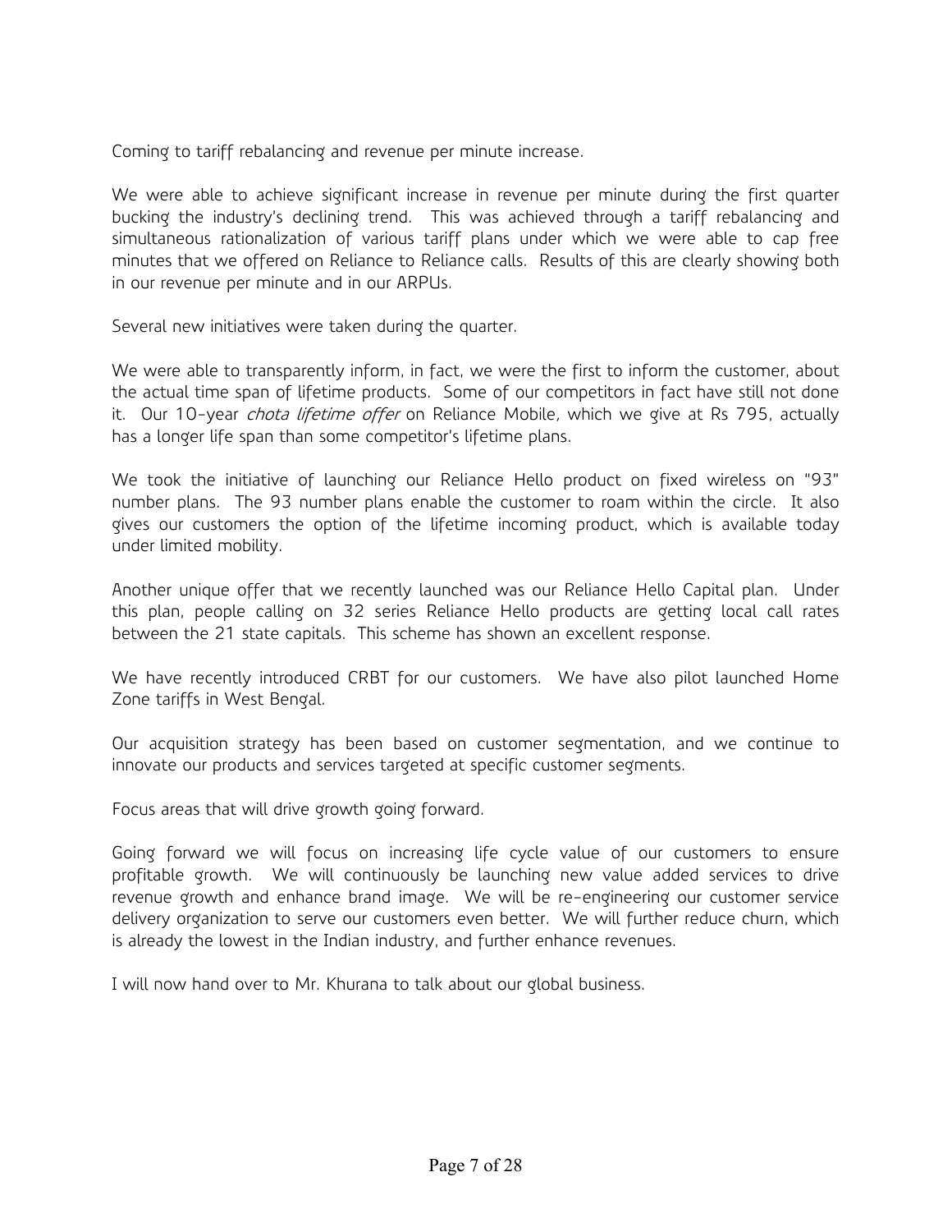Coming to tariff rebalancing and revenue per minute increase.

We were able to achieve significant increase in revenue per minute during the first quarter bucking the industry's declining trend. This was achieved through a tariff rebalancing and simultaneous rationalization of various tariff plans under which we were able to cap free minutes that we offered on Reliance to Reliance calls. Results of this are clearly showing both in our revenue per minute and in our ARPUs.

Several new initiatives were taken during the quarter.

We were able to transparently inform, in fact, we were the first to inform the customer, about the actual time span of lifetime products. Some of our competitors in fact have still not done it. Our 10-year *chota lifetime offer* on Reliance Mobile, which we give at Rs 795, actually has a longer life span than some competitor's lifetime plans.

We took the initiative of launching our Reliance Hello product on fixed wireless on "93" number plans. The 93 number plans enable the customer to roam within the circle. It also gives our customers the option of the lifetime incoming product, which is available today under limited mobility.

Another unique offer that we recently launched was our Reliance Hello Capital plan. Under this plan, people calling on 32 series Reliance Hello products are getting local call rates between the 21 state capitals. This scheme has shown an excellent response.

We have recently introduced CRBT for our customers. We have also pilot launched Home Zone tariffs in West Bengal.

Our acquisition strategy has been based on customer segmentation, and we continue to innovate our products and services targeted at specific customer segments.

Focus areas that will drive growth going forward.

Going forward we will focus on increasing life cycle value of our customers to ensure profitable growth. We will continuously be launching new value added services to drive revenue growth and enhance brand image. We will be re-engineering our customer service delivery organization to serve our customers even better. We will further reduce churn, which is already the lowest in the Indian industry, and further enhance revenues.

I will now hand over to Mr. Khurana to talk about our global business.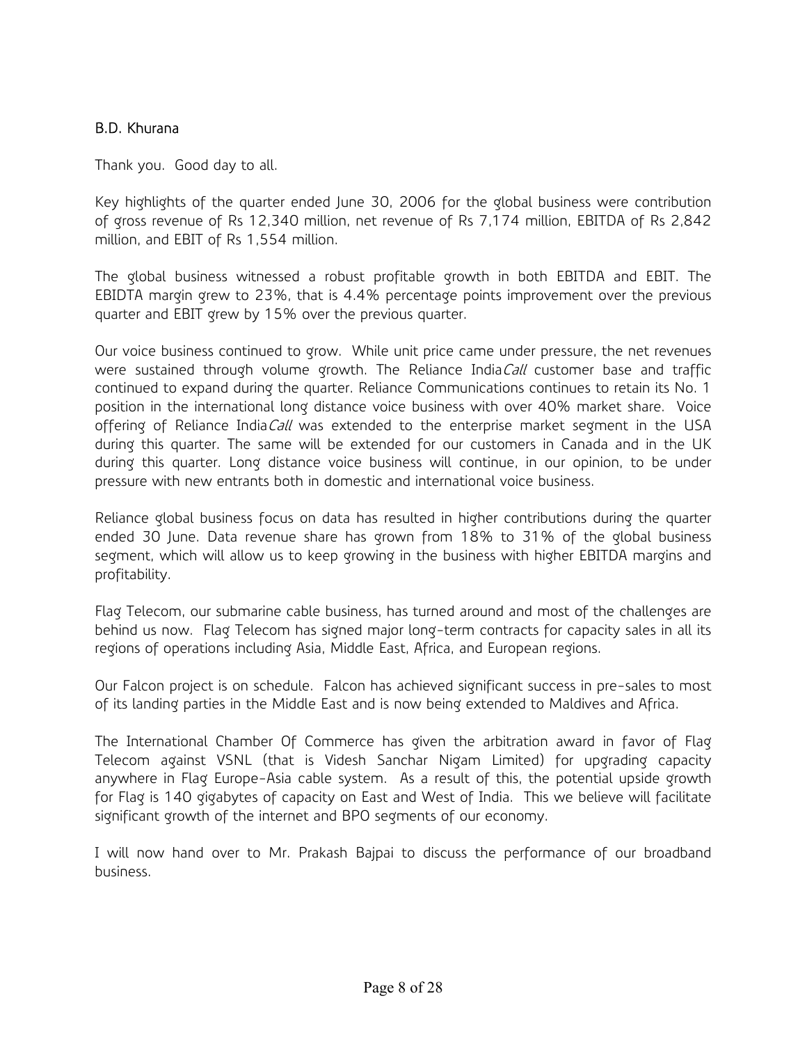B.D. Khurana

Thank you. Good day to all.

Key highlights of the quarter ended June 30, 2006 for the global business were contribution of gross revenue of Rs 12,340 million, net revenue of Rs 7,174 million, EBITDA of Rs 2,842 million, and EBIT of Rs 1,554 million.

The global business witnessed a robust profitable growth in both EBITDA and EBIT. The EBIDTA margin grew to 23%, that is 4.4% percentage points improvement over the previous quarter and EBIT grew by 15% over the previous quarter.

Our voice business continued to grow. While unit price came under pressure, the net revenues were sustained through volume growth. The Reliance India*Call* customer base and traffic continued to expand during the quarter. Reliance Communications continues to retain its No. 1 position in the international long distance voice business with over 40% market share. Voice offering of Reliance India*Call* was extended to the enterprise market segment in the USA during this quarter. The same will be extended for our customers in Canada and in the UK during this quarter. Long distance voice business will continue, in our opinion, to be under pressure with new entrants both in domestic and international voice business.

Reliance global business focus on data has resulted in higher contributions during the quarter ended 30 June. Data revenue share has grown from 18% to 31% of the global business segment, which will allow us to keep growing in the business with higher EBITDA margins and profitability.

Flag Telecom, our submarine cable business, has turned around and most of the challenges are behind us now. Flag Telecom has signed major long-term contracts for capacity sales in all its regions of operations including Asia, Middle East, Africa, and European regions.

Our Falcon project is on schedule. Falcon has achieved significant success in pre-sales to most of its landing parties in the Middle East and is now being extended to Maldives and Africa.

The International Chamber Of Commerce has given the arbitration award in favor of Flag Telecom against VSNL (that is Videsh Sanchar Nigam Limited) for upgrading capacity anywhere in Flag Europe-Asia cable system. As a result of this, the potential upside growth for Flag is 140 gigabytes of capacity on East and West of India. This we believe will facilitate significant growth of the internet and BPO segments of our economy.

I will now hand over to Mr. Prakash Bajpai to discuss the performance of our broadband business.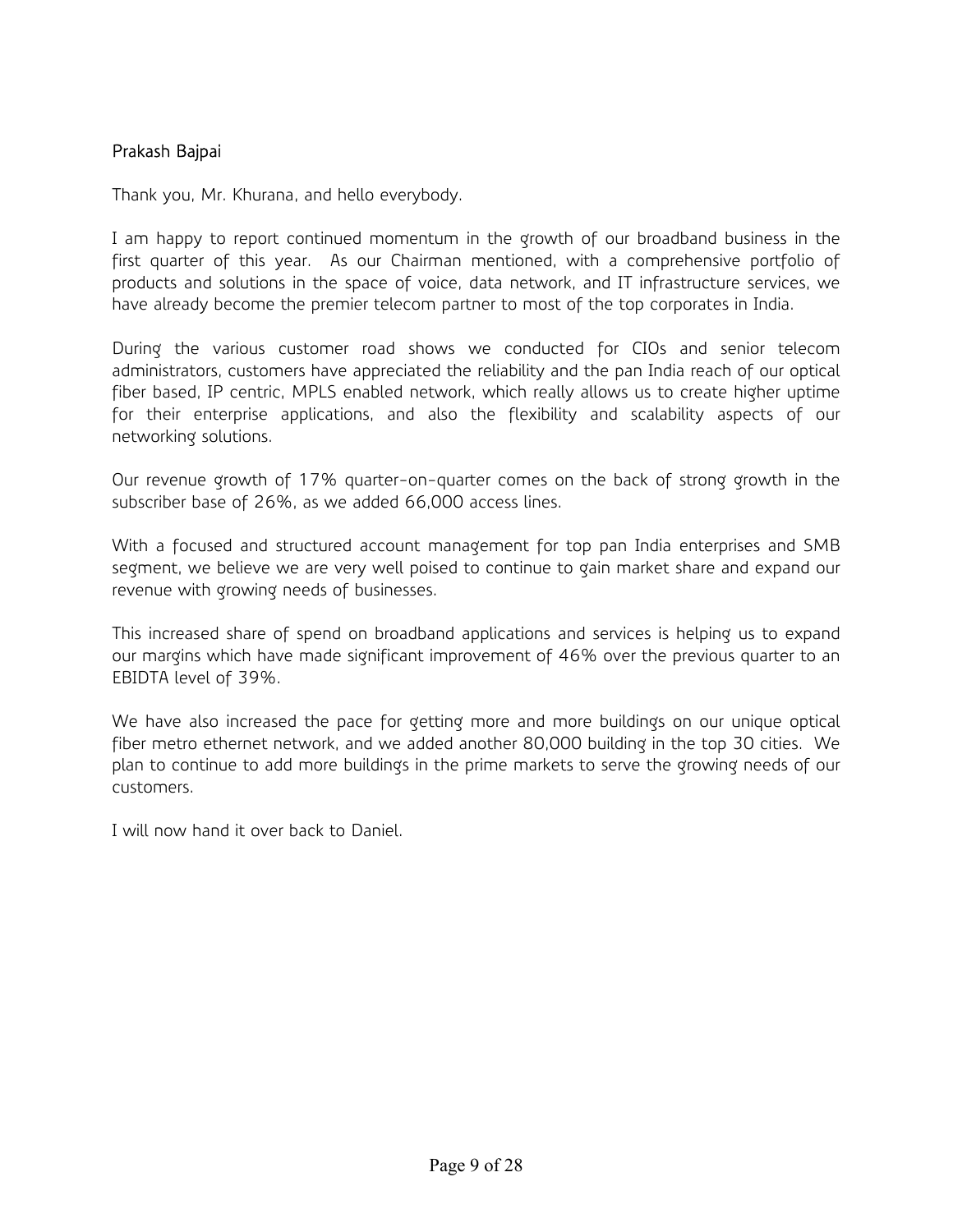Prakash Bajpai

Thank you, Mr. Khurana, and hello everybody.

I am happy to report continued momentum in the growth of our broadband business in the first quarter of this year. As our Chairman mentioned, with a comprehensive portfolio of products and solutions in the space of voice, data network, and IT infrastructure services, we have already become the premier telecom partner to most of the top corporates in India.

During the various customer road shows we conducted for CIOs and senior telecom administrators, customers have appreciated the reliability and the pan India reach of our optical fiber based, IP centric, MPLS enabled network, which really allows us to create higher uptime for their enterprise applications, and also the flexibility and scalability aspects of our networking solutions.

Our revenue growth of 17% quarter-on-quarter comes on the back of strong growth in the subscriber base of 26%, as we added 66,000 access lines.

With a focused and structured account management for top pan India enterprises and SMB segment, we believe we are very well poised to continue to gain market share and expand our revenue with growing needs of businesses.

This increased share of spend on broadband applications and services is helping us to expand our margins which have made significant improvement of 46% over the previous quarter to an EBIDTA level of 39%.

We have also increased the pace for getting more and more buildings on our unique optical fiber metro ethernet network, and we added another 80,000 building in the top 30 cities. We plan to continue to add more buildings in the prime markets to serve the growing needs of our customers.

I will now hand it over back to Daniel.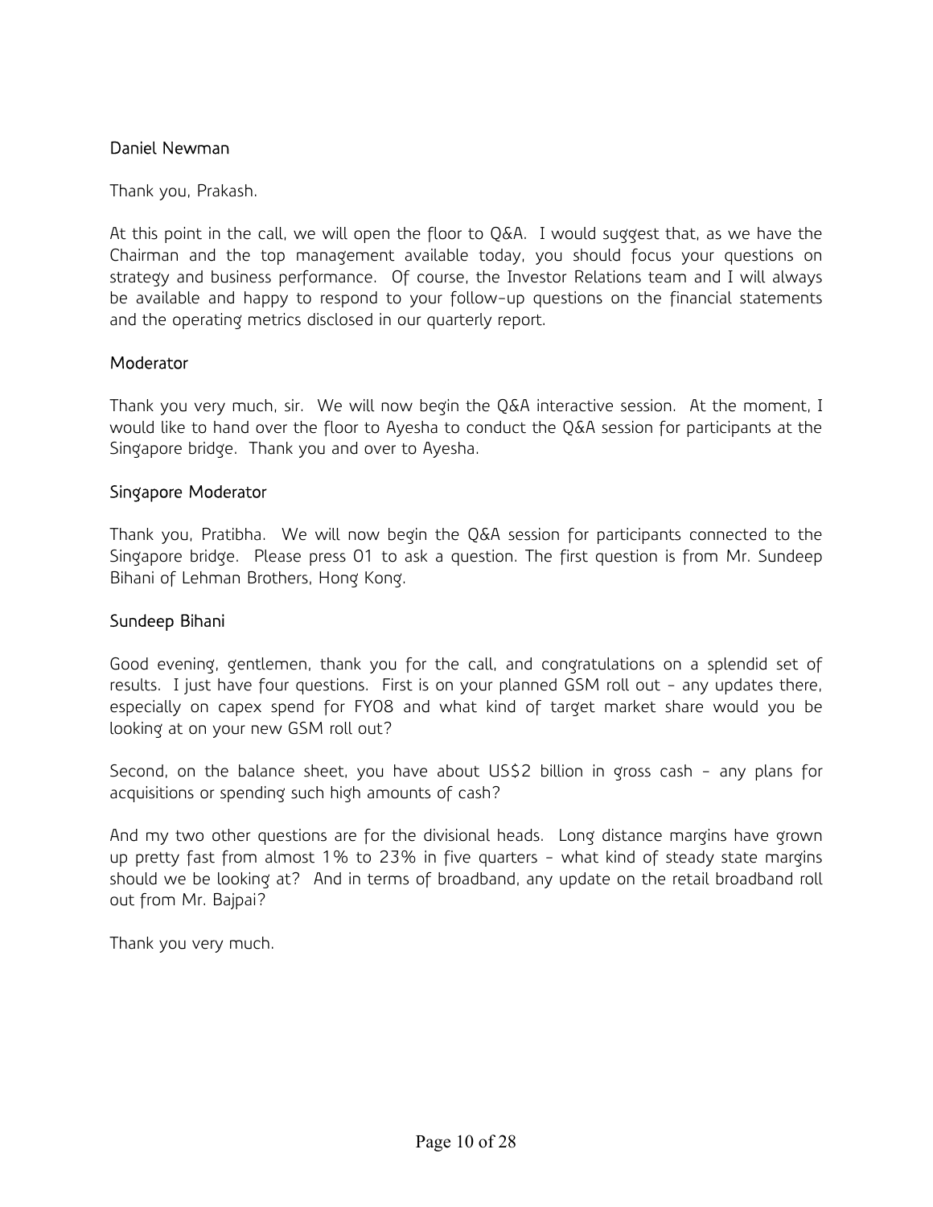Daniel Newman

Thank you, Prakash.

At this point in the call, we will open the floor to Q&A. I would suggest that, as we have the Chairman and the top management available today, you should focus your questions on strategy and business performance. Of course, the Investor Relations team and I will always be available and happy to respond to your follow-up questions on the financial statements and the operating metrics disclosed in our quarterly report.

Moderator

Thank you very much, sir. We will now begin the Q&A interactive session. At the moment, I would like to hand over the floor to Ayesha to conduct the Q&A session for participants at the Singapore bridge. Thank you and over to Ayesha.

Singapore Moderator

Thank you, Pratibha. We will now begin the Q&A session for participants connected to the Singapore bridge. Please press 01 to ask a question. The first question is from Mr. Sundeep Bihani of Lehman Brothers, Hong Kong.

Sundeep Bihani

Good evening, gentlemen, thank you for the call, and congratulations on a splendid set of results. I just have four questions. First is on your planned GSM roll out - any updates there, especially on capex spend for FY08 and what kind of target market share would you be looking at on your new GSM roll out?

Second, on the balance sheet, you have about US$2 billion in gross cash - any plans for acquisitions or spending such high amounts of cash?

And my two other questions are for the divisional heads. Long distance margins have grown up pretty fast from almost 1% to 23% in five quarters - what kind of steady state margins should we be looking at? And in terms of broadband, any update on the retail broadband roll out from Mr. Bajpai?

Thank you very much.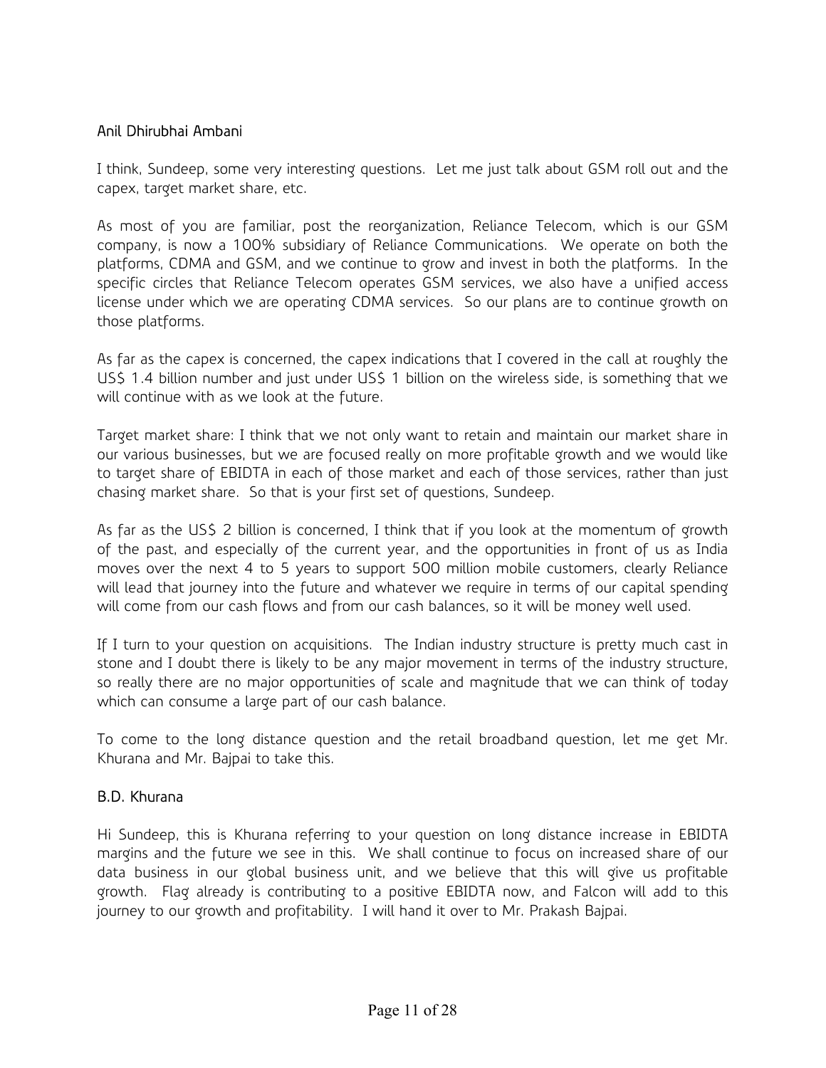Anil Dhirubhai Ambani

I think, Sundeep, some very interesting questions. Let me just talk about GSM roll out and the capex, target market share, etc.

As most of you are familiar, post the reorganization, Reliance Telecom, which is our GSM company, is now a 100% subsidiary of Reliance Communications. We operate on both the platforms, CDMA and GSM, and we continue to grow and invest in both the platforms. In the specific circles that Reliance Telecom operates GSM services, we also have a unified access license under which we are operating CDMA services. So our plans are to continue growth on those platforms.

As far as the capex is concerned, the capex indications that I covered in the call at roughly the US$ 1.4 billion number and just under US$ 1 billion on the wireless side, is something that we will continue with as we look at the future.

Target market share: I think that we not only want to retain and maintain our market share in our various businesses, but we are focused really on more profitable growth and we would like to target share of EBIDTA in each of those market and each of those services, rather than just chasing market share. So that is your first set of questions, Sundeep.

As far as the US$ 2 billion is concerned, I think that if you look at the momentum of growth of the past, and especially of the current year, and the opportunities in front of us as India moves over the next 4 to 5 years to support 500 million mobile customers, clearly Reliance will lead that journey into the future and whatever we require in terms of our capital spending will come from our cash flows and from our cash balances, so it will be money well used.

If I turn to your question on acquisitions. The Indian industry structure is pretty much cast in stone and I doubt there is likely to be any major movement in terms of the industry structure, so really there are no major opportunities of scale and magnitude that we can think of today which can consume a large part of our cash balance.

To come to the long distance question and the retail broadband question, let me get Mr. Khurana and Mr. Bajpai to take this.

B.D. Khurana

Hi Sundeep, this is Khurana referring to your question on long distance increase in EBIDTA margins and the future we see in this. We shall continue to focus on increased share of our data business in our global business unit, and we believe that this will give us profitable growth. Flag already is contributing to a positive EBIDTA now, and Falcon will add to this journey to our growth and profitability. I will hand it over to Mr. Prakash Bajpai.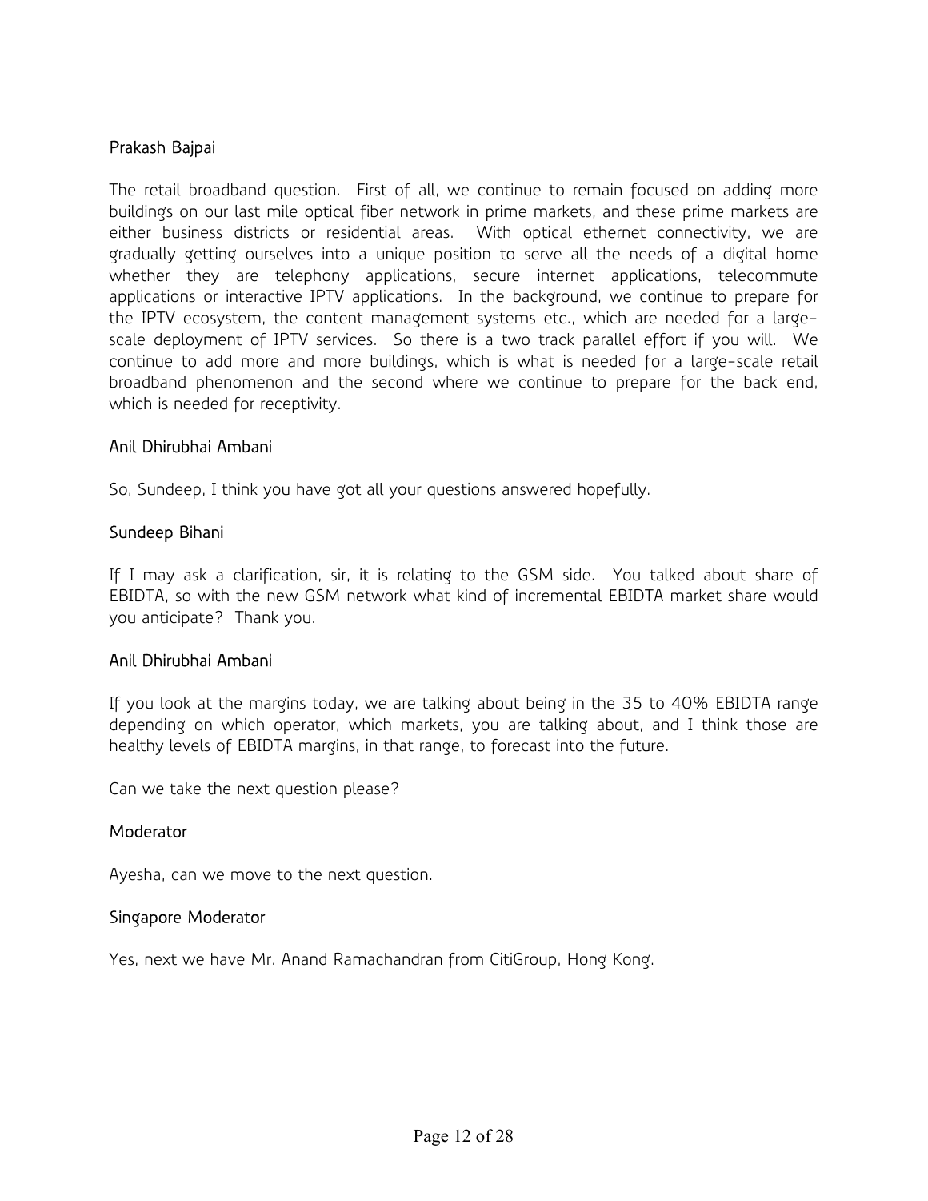Prakash Bajpai

The retail broadband question. First of all, we continue to remain focused on adding more buildings on our last mile optical fiber network in prime markets, and these prime markets are either business districts or residential areas. With optical ethernet connectivity, we are gradually getting ourselves into a unique position to serve all the needs of a digital home whether they are telephony applications, secure internet applications, telecommute applications or interactive IPTV applications. In the background, we continue to prepare for the IPTV ecosystem, the content management systems etc., which are needed for a large-scale deployment of IPTV services. So there is a two track parallel effort if you will. We continue to add more and more buildings, which is what is needed for a large-scale retail broadband phenomenon and the second where we continue to prepare for the back end, which is needed for receptivity.

Anil Dhirubhai Ambani

So, Sundeep, I think you have got all your questions answered hopefully.

Sundeep Bihani

If I may ask a clarification, sir, it is relating to the GSM side. You talked about share of EBIDTA, so with the new GSM network what kind of incremental EBIDTA market share would you anticipate? Thank you.

Anil Dhirubhai Ambani

If you look at the margins today, we are talking about being in the 35 to 40% EBIDTA range depending on which operator, which markets, you are talking about, and I think those are healthy levels of EBIDTA margins, in that range, to forecast into the future.

Can we take the next question please?

Moderator

Ayesha, can we move to the next question.

Singapore Moderator

Yes, next we have Mr. Anand Ramachandran from CitiGroup, Hong Kong.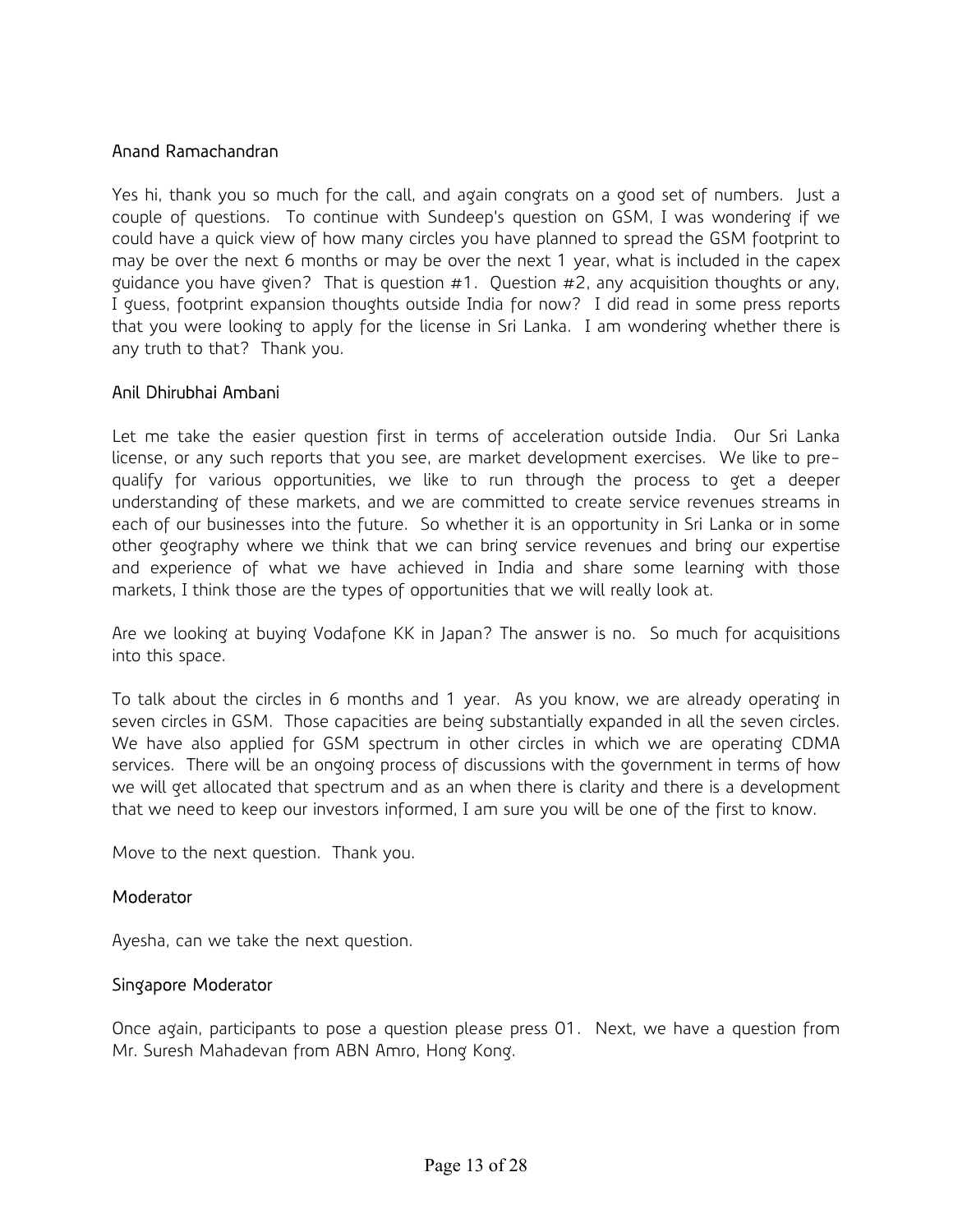Anand Ramachandran

Yes hi, thank you so much for the call, and again congrats on a good set of numbers. Just a couple of questions. To continue with Sundeep's question on GSM, I was wondering if we could have a quick view of how many circles you have planned to spread the GSM footprint to may be over the next 6 months or may be over the next 1 year, what is included in the capex guidance you have given? That is question #1. Question #2, any acquisition thoughts or any, I guess, footprint expansion thoughts outside India for now? I did read in some press reports that you were looking to apply for the license in Sri Lanka. I am wondering whether there is any truth to that? Thank you.

Anil Dhirubhai Ambani

Let me take the easier question first in terms of acceleration outside India. Our Sri Lanka license, or any such reports that you see, are market development exercises. We like to pre-qualify for various opportunities, we like to run through the process to get a deeper understanding of these markets, and we are committed to create service revenues streams in each of our businesses into the future. So whether it is an opportunity in Sri Lanka or in some other geography where we think that we can bring service revenues and bring our expertise and experience of what we have achieved in India and share some learning with those markets, I think those are the types of opportunities that we will really look at.

Are we looking at buying Vodafone KK in Japan? The answer is no. So much for acquisitions into this space.

To talk about the circles in 6 months and 1 year. As you know, we are already operating in seven circles in GSM. Those capacities are being substantially expanded in all the seven circles. We have also applied for GSM spectrum in other circles in which we are operating CDMA services. There will be an ongoing process of discussions with the government in terms of how we will get allocated that spectrum and as an when there is clarity and there is a development that we need to keep our investors informed, I am sure you will be one of the first to know.

Move to the next question. Thank you.

Moderator

Ayesha, can we take the next question.

Singapore Moderator

Once again, participants to pose a question please press 01. Next, we have a question from Mr. Suresh Mahadevan from ABN Amro, Hong Kong.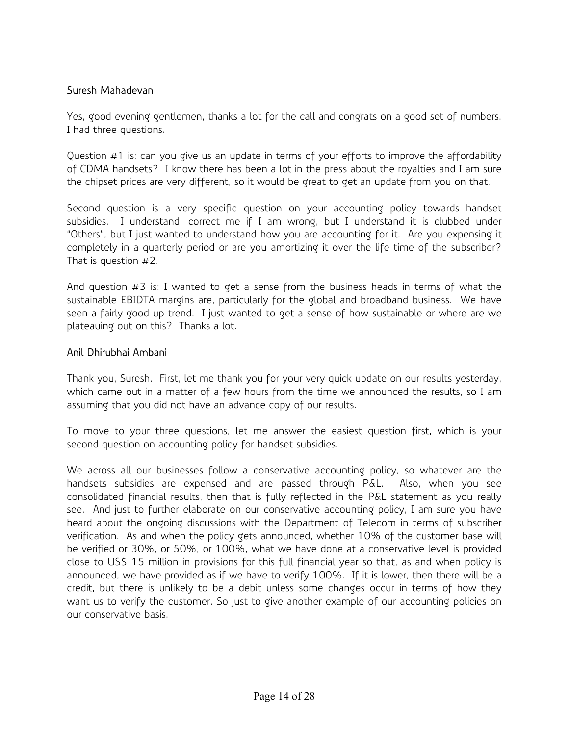Suresh Mahadevan

Yes, good evening gentlemen, thanks a lot for the call and congrats on a good set of numbers. I had three questions.

Question #1 is: can you give us an update in terms of your efforts to improve the affordability of CDMA handsets? I know there has been a lot in the press about the royalties and I am sure the chipset prices are very different, so it would be great to get an update from you on that.

Second question is a very specific question on your accounting policy towards handset subsidies. I understand, correct me if I am wrong, but I understand it is clubbed under "Others", but I just wanted to understand how you are accounting for it. Are you expensing it completely in a quarterly period or are you amortizing it over the life time of the subscriber? That is question #2.

And question #3 is: I wanted to get a sense from the business heads in terms of what the sustainable EBIDTA margins are, particularly for the global and broadband business. We have seen a fairly good up trend. I just wanted to get a sense of how sustainable or where are we plateauing out on this? Thanks a lot.

Anil Dhirubhai Ambani

Thank you, Suresh. First, let me thank you for your very quick update on our results yesterday, which came out in a matter of a few hours from the time we announced the results, so I am assuming that you did not have an advance copy of our results.

To move to your three questions, let me answer the easiest question first, which is your second question on accounting policy for handset subsidies.

We across all our businesses follow a conservative accounting policy, so whatever are the handsets subsidies are expensed and are passed through P&L. Also, when you see consolidated financial results, then that is fully reflected in the P&L statement as you really see. And just to further elaborate on our conservative accounting policy, I am sure you have heard about the ongoing discussions with the Department of Telecom in terms of subscriber verification. As and when the policy gets announced, whether 10% of the customer base will be verified or 30%, or 50%, or 100%, what we have done at a conservative level is provided close to US$ 15 million in provisions for this full financial year so that, as and when policy is announced, we have provided as if we have to verify 100%. If it is lower, then there will be a credit, but there is unlikely to be a debit unless some changes occur in terms of how they want us to verify the customer. So just to give another example of our accounting policies on our conservative basis.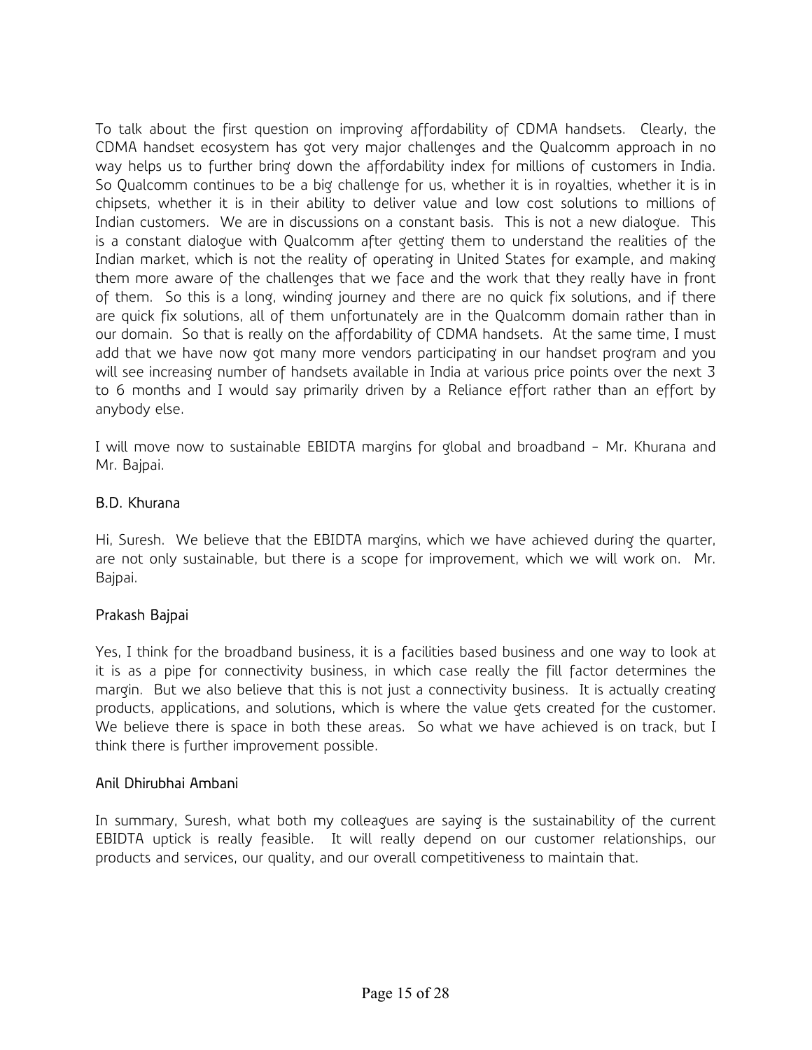To talk about the first question on improving affordability of CDMA handsets. Clearly, the CDMA handset ecosystem has got very major challenges and the Qualcomm approach in no way helps us to further bring down the affordability index for millions of customers in India. So Qualcomm continues to be a big challenge for us, whether it is in royalties, whether it is in chipsets, whether it is in their ability to deliver value and low cost solutions to millions of Indian customers. We are in discussions on a constant basis. This is not a new dialogue. This is a constant dialogue with Qualcomm after getting them to understand the realities of the Indian market, which is not the reality of operating in United States for example, and making them more aware of the challenges that we face and the work that they really have in front of them. So this is a long, winding journey and there are no quick fix solutions, and if there are quick fix solutions, all of them unfortunately are in the Qualcomm domain rather than in our domain. So that is really on the affordability of CDMA handsets. At the same time, I must add that we have now got many more vendors participating in our handset program and you will see increasing number of handsets available in India at various price points over the next 3 to 6 months and I would say primarily driven by a Reliance effort rather than an effort by anybody else.

I will move now to sustainable EBIDTA margins for global and broadband – Mr. Khurana and Mr. Bajpai.

B.D. Khurana

Hi, Suresh. We believe that the EBIDTA margins, which we have achieved during the quarter, are not only sustainable, but there is a scope for improvement, which we will work on. Mr. Bajpai.

Prakash Bajpai

Yes, I think for the broadband business, it is a facilities based business and one way to look at it is as a pipe for connectivity business, in which case really the fill factor determines the margin. But we also believe that this is not just a connectivity business. It is actually creating products, applications, and solutions, which is where the value gets created for the customer. We believe there is space in both these areas. So what we have achieved is on track, but I think there is further improvement possible.

Anil Dhirubhai Ambani

In summary, Suresh, what both my colleagues are saying is the sustainability of the current EBIDTA uptick is really feasible. It will really depend on our customer relationships, our products and services, our quality, and our overall competitiveness to maintain that.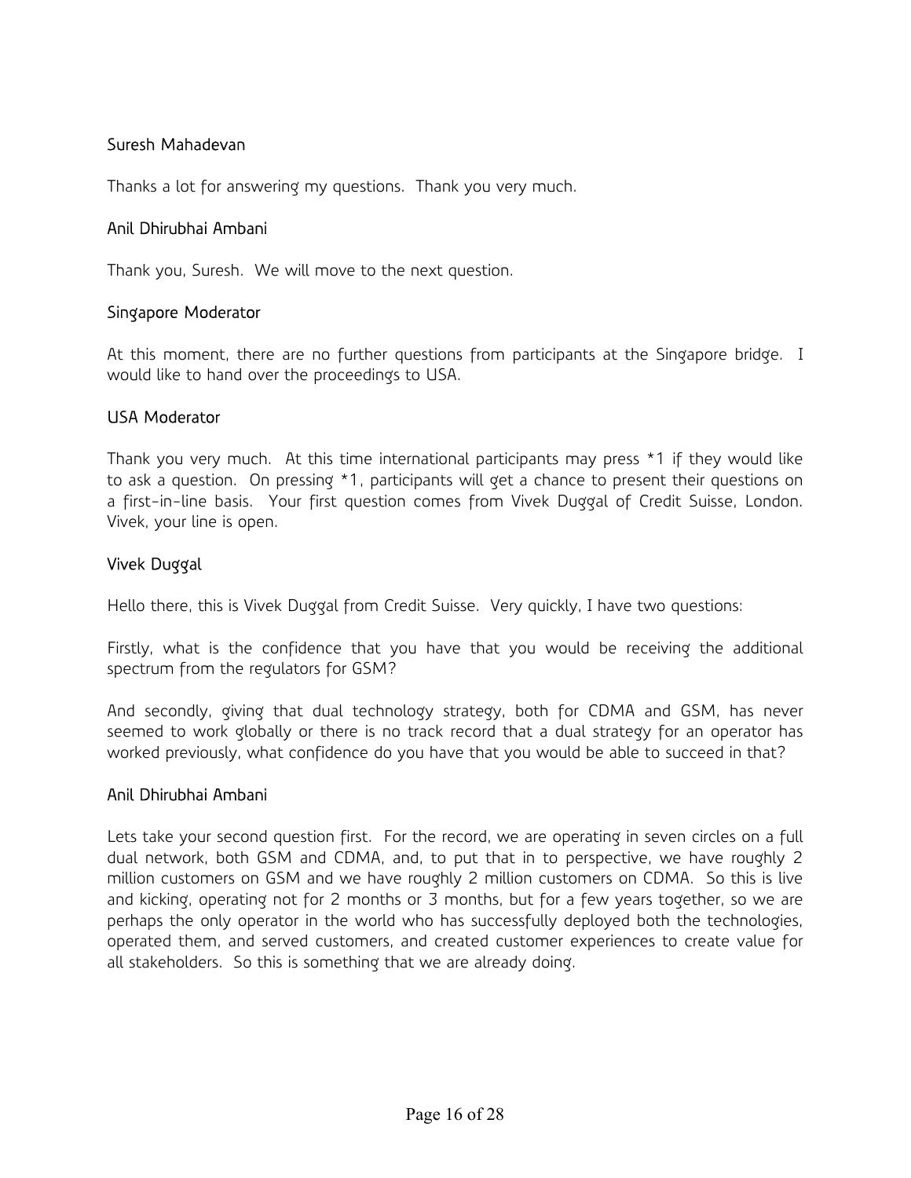Suresh Mahadevan

Thanks a lot for answering my questions. Thank you very much.

Anil Dhirubhai Ambani

Thank you, Suresh. We will move to the next question.

Singapore Moderator

At this moment, there are no further questions from participants at the Singapore bridge. I would like to hand over the proceedings to USA.

USA Moderator

Thank you very much. At this time international participants may press *1 if they would like to ask a question. On pressing *1, participants will get a chance to present their questions on a first-in-line basis. Your first question comes from Vivek Duggal of Credit Suisse, London. Vivek, your line is open.

Vivek Duggal

Hello there, this is Vivek Duggal from Credit Suisse. Very quickly, I have two questions:

Firstly, what is the confidence that you have that you would be receiving the additional spectrum from the regulators for GSM?

And secondly, giving that dual technology strategy, both for CDMA and GSM, has never seemed to work globally or there is no track record that a dual strategy for an operator has worked previously, what confidence do you have that you would be able to succeed in that?

Anil Dhirubhai Ambani

Lets take your second question first. For the record, we are operating in seven circles on a full dual network, both GSM and CDMA, and, to put that in to perspective, we have roughly 2 million customers on GSM and we have roughly 2 million customers on CDMA. So this is live and kicking, operating not for 2 months or 3 months, but for a few years together, so we are perhaps the only operator in the world who has successfully deployed both the technologies, operated them, and served customers, and created customer experiences to create value for all stakeholders. So this is something that we are already doing.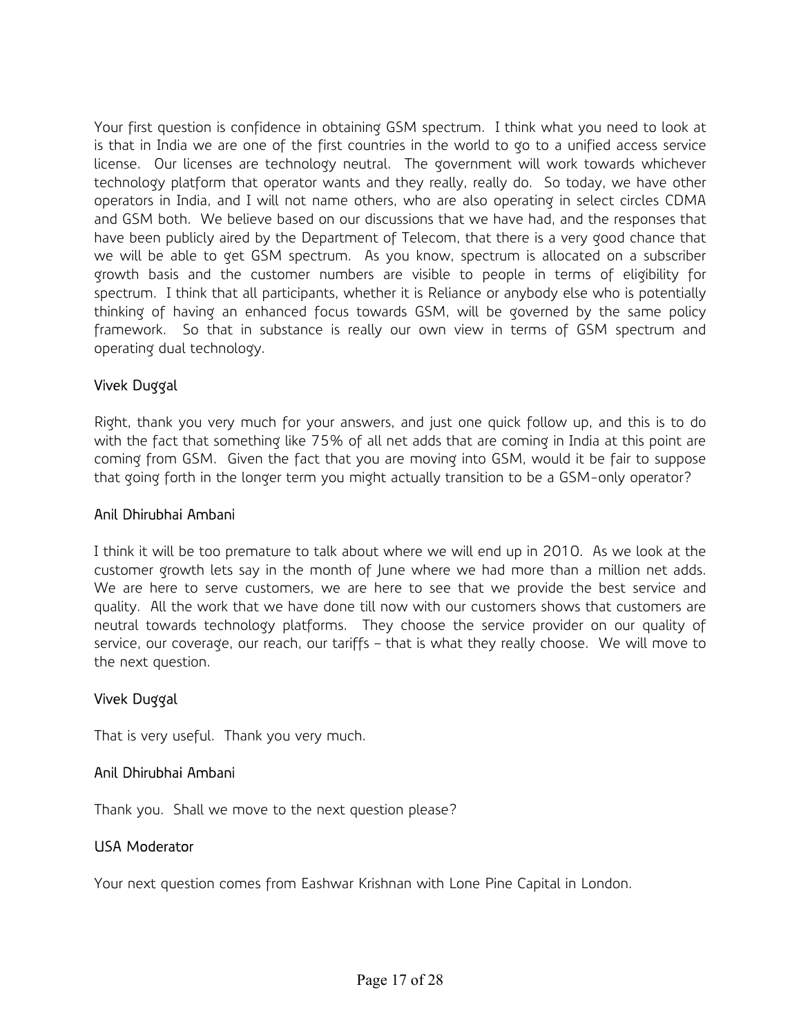Your first question is confidence in obtaining GSM spectrum. I think what you need to look at is that in India we are one of the first countries in the world to go to a unified access service license. Our licenses are technology neutral. The government will work towards whichever technology platform that operator wants and they really, really do. So today, we have other operators in India, and I will not name others, who are also operating in select circles CDMA and GSM both. We believe based on our discussions that we have had, and the responses that have been publicly aired by the Department of Telecom, that there is a very good chance that we will be able to get GSM spectrum. As you know, spectrum is allocated on a subscriber growth basis and the customer numbers are visible to people in terms of eligibility for spectrum. I think that all participants, whether it is Reliance or anybody else who is potentially thinking of having an enhanced focus towards GSM, will be governed by the same policy framework. So that in substance is really our own view in terms of GSM spectrum and operating dual technology.

Vivek Duggal

Right, thank you very much for your answers, and just one quick follow up, and this is to do with the fact that something like 75% of all net adds that are coming in India at this point are coming from GSM. Given the fact that you are moving into GSM, would it be fair to suppose that going forth in the longer term you might actually transition to be a GSM-only operator?

Anil Dhirubhai Ambani

I think it will be too premature to talk about where we will end up in 2010. As we look at the customer growth lets say in the month of June where we had more than a million net adds. We are here to serve customers, we are here to see that we provide the best service and quality. All the work that we have done till now with our customers shows that customers are neutral towards technology platforms. They choose the service provider on our quality of service, our coverage, our reach, our tariffs – that is what they really choose. We will move to the next question.

Vivek Duggal

That is very useful. Thank you very much.

Anil Dhirubhai Ambani

Thank you. Shall we move to the next question please?

USA Moderator

Your next question comes from Eashwar Krishnan with Lone Pine Capital in London.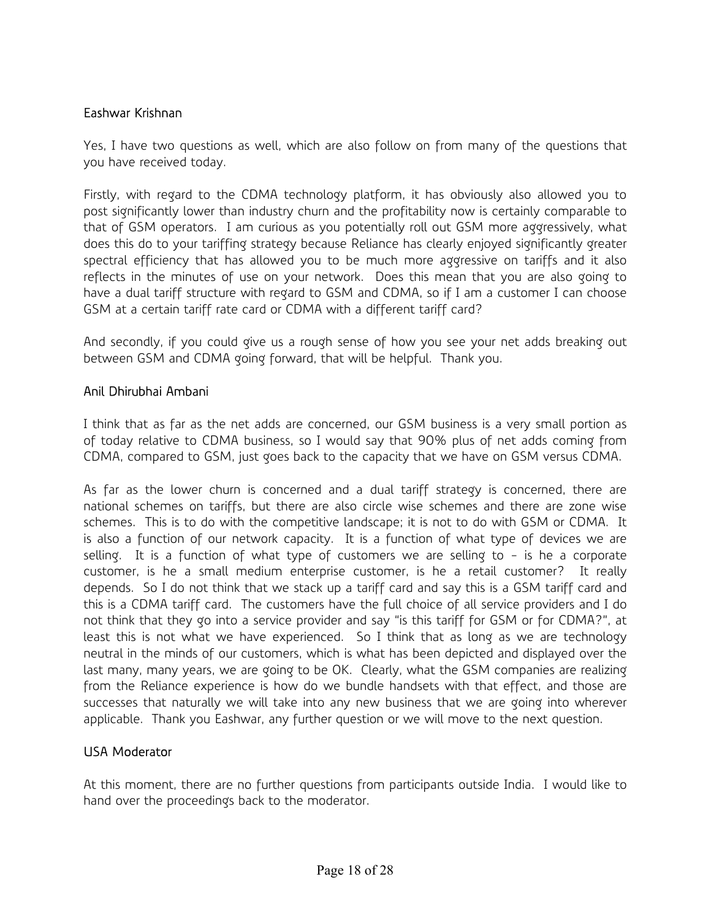Eashwar Krishnan

Yes, I have two questions as well, which are also follow on from many of the questions that you have received today.

Firstly, with regard to the CDMA technology platform, it has obviously also allowed you to post significantly lower than industry churn and the profitability now is certainly comparable to that of GSM operators. I am curious as you potentially roll out GSM more aggressively, what does this do to your tariffing strategy because Reliance has clearly enjoyed significantly greater spectral efficiency that has allowed you to be much more aggressive on tariffs and it also reflects in the minutes of use on your network. Does this mean that you are also going to have a dual tariff structure with regard to GSM and CDMA, so if I am a customer I can choose GSM at a certain tariff rate card or CDMA with a different tariff card?

And secondly, if you could give us a rough sense of how you see your net adds breaking out between GSM and CDMA going forward, that will be helpful. Thank you.

Anil Dhirubhai Ambani

I think that as far as the net adds are concerned, our GSM business is a very small portion as of today relative to CDMA business, so I would say that 90% plus of net adds coming from CDMA, compared to GSM, just goes back to the capacity that we have on GSM versus CDMA.

As far as the lower churn is concerned and a dual tariff strategy is concerned, there are national schemes on tariffs, but there are also circle wise schemes and there are zone wise schemes. This is to do with the competitive landscape; it is not to do with GSM or CDMA. It is also a function of our network capacity. It is a function of what type of devices we are selling. It is a function of what type of customers we are selling to – is he a corporate customer, is he a small medium enterprise customer, is he a retail customer? It really depends. So I do not think that we stack up a tariff card and say this is a GSM tariff card and this is a CDMA tariff card. The customers have the full choice of all service providers and I do not think that they go into a service provider and say "is this tariff for GSM or for CDMA?", at least this is not what we have experienced. So I think that as long as we are technology neutral in the minds of our customers, which is what has been depicted and displayed over the last many, many years, we are going to be OK. Clearly, what the GSM companies are realizing from the Reliance experience is how do we bundle handsets with that effect, and those are successes that naturally we will take into any new business that we are going into wherever applicable. Thank you Eashwar, any further question or we will move to the next question.

USA Moderator

At this moment, there are no further questions from participants outside India. I would like to hand over the proceedings back to the moderator.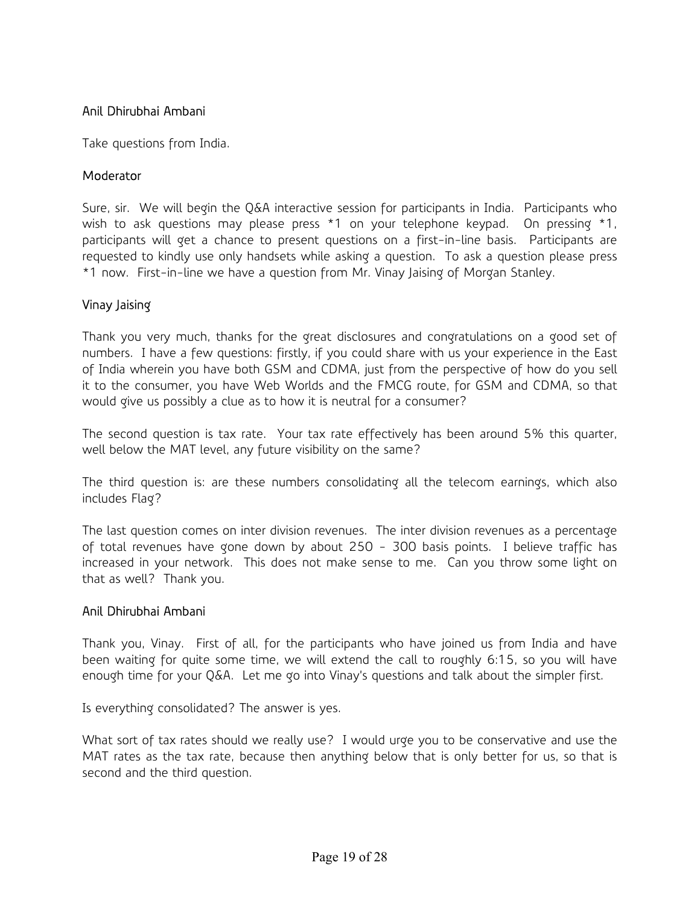**Anil Dhirubhai Ambani**

Take questions from India.

**Moderator**

Sure, sir. We will begin the Q&A interactive session for participants in India. Participants who wish to ask questions may please press *1 on your telephone keypad. On pressing *1, participants will get a chance to present questions on a first-in-line basis. Participants are requested to kindly use only handsets while asking a question. To ask a question please press *1 now. First-in-line we have a question from Mr. Vinay Jaising of Morgan Stanley.

**Vinay Jaising**

Thank you very much, thanks for the great disclosures and congratulations on a good set of numbers. I have a few questions: firstly, if you could share with us your experience in the East of India wherein you have both GSM and CDMA, just from the perspective of how do you sell it to the consumer, you have Web Worlds and the FMCG route, for GSM and CDMA, so that would give us possibly a clue as to how it is neutral for a consumer?

The second question is tax rate. Your tax rate effectively has been around 5% this quarter, well below the MAT level, any future visibility on the same?

The third question is: are these numbers consolidating all the telecom earnings, which also includes Flag?

The last question comes on inter division revenues. The inter division revenues as a percentage of total revenues have gone down by about 250 - 300 basis points. I believe traffic has increased in your network. This does not make sense to me. Can you throw some light on that as well? Thank you.

**Anil Dhirubhai Ambani**

Thank you, Vinay. First of all, for the participants who have joined us from India and have been waiting for quite some time, we will extend the call to roughly 6:15, so you will have enough time for your Q&A. Let me go into Vinay's questions and talk about the simpler first.

Is everything consolidated? The answer is yes.

What sort of tax rates should we really use? I would urge you to be conservative and use the MAT rates as the tax rate, because then anything below that is only better for us, so that is second and the third question.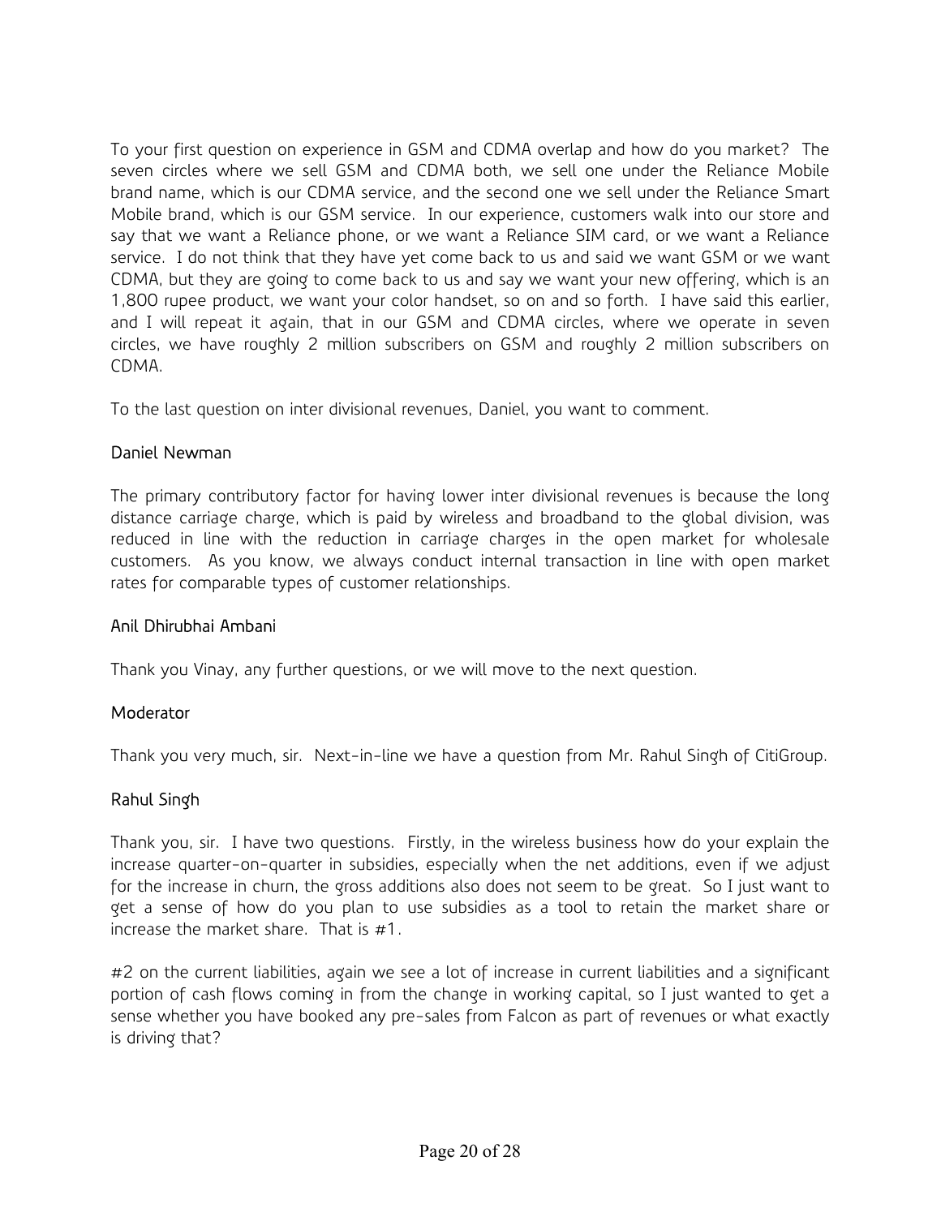To your first question on experience in GSM and CDMA overlap and how do you market? The seven circles where we sell GSM and CDMA both, we sell one under the Reliance Mobile brand name, which is our CDMA service, and the second one we sell under the Reliance Smart Mobile brand, which is our GSM service. In our experience, customers walk into our store and say that we want a Reliance phone, or we want a Reliance SIM card, or we want a Reliance service. I do not think that they have yet come back to us and said we want GSM or we want CDMA, but they are going to come back to us and say we want your new offering, which is an 1,800 rupee product, we want your color handset, so on and so forth. I have said this earlier, and I will repeat it again, that in our GSM and CDMA circles, where we operate in seven circles, we have roughly 2 million subscribers on GSM and roughly 2 million subscribers on CDMA.

To the last question on inter divisional revenues, Daniel, you want to comment.

Daniel Newman

The primary contributory factor for having lower inter divisional revenues is because the long distance carriage charge, which is paid by wireless and broadband to the global division, was reduced in line with the reduction in carriage charges in the open market for wholesale customers. As you know, we always conduct internal transaction in line with open market rates for comparable types of customer relationships.

Anil Dhirubhai Ambani

Thank you Vinay, any further questions, or we will move to the next question.

Moderator

Thank you very much, sir. Next-in-line we have a question from Mr. Rahul Singh of CitiGroup.

Rahul Singh

Thank you, sir. I have two questions. Firstly, in the wireless business how do your explain the increase quarter-on-quarter in subsidies, especially when the net additions, even if we adjust for the increase in churn, the gross additions also does not seem to be great. So I just want to get a sense of how do you plan to use subsidies as a tool to retain the market share or increase the market share. That is #1.

#2 on the current liabilities, again we see a lot of increase in current liabilities and a significant portion of cash flows coming in from the change in working capital, so I just wanted to get a sense whether you have booked any pre-sales from Falcon as part of revenues or what exactly is driving that?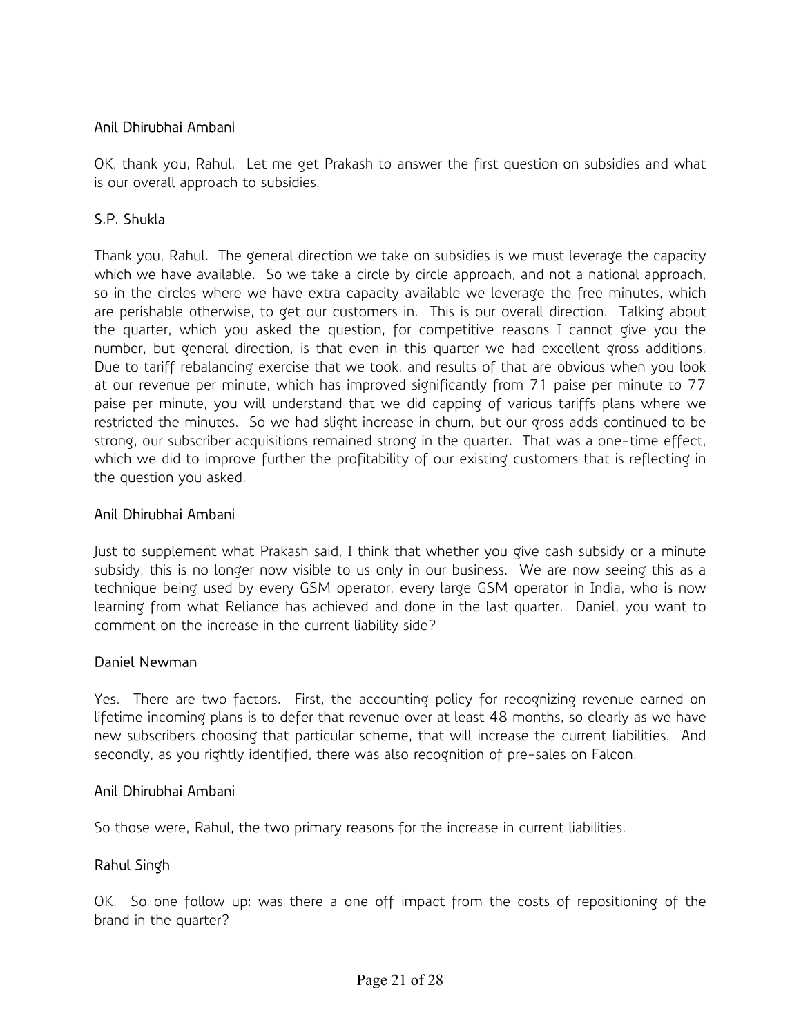Anil Dhirubhai Ambani

OK, thank you, Rahul. Let me get Prakash to answer the first question on subsidies and what is our overall approach to subsidies.

S.P. Shukla

Thank you, Rahul. The general direction we take on subsidies is we must leverage the capacity which we have available. So we take a circle by circle approach, and not a national approach, so in the circles where we have extra capacity available we leverage the free minutes, which are perishable otherwise, to get our customers in. This is our overall direction. Talking about the quarter, which you asked the question, for competitive reasons I cannot give you the number, but general direction, is that even in this quarter we had excellent gross additions. Due to tariff rebalancing exercise that we took, and results of that are obvious when you look at our revenue per minute, which has improved significantly from 71 paise per minute to 77 paise per minute, you will understand that we did capping of various tariffs plans where we restricted the minutes. So we had slight increase in churn, but our gross adds continued to be strong, our subscriber acquisitions remained strong in the quarter. That was a one-time effect, which we did to improve further the profitability of our existing customers that is reflecting in the question you asked.

Anil Dhirubhai Ambani

Just to supplement what Prakash said, I think that whether you give cash subsidy or a minute subsidy, this is no longer now visible to us only in our business. We are now seeing this as a technique being used by every GSM operator, every large GSM operator in India, who is now learning from what Reliance has achieved and done in the last quarter. Daniel, you want to comment on the increase in the current liability side?

Daniel Newman

Yes. There are two factors. First, the accounting policy for recognizing revenue earned on lifetime incoming plans is to defer that revenue over at least 48 months, so clearly as we have new subscribers choosing that particular scheme, that will increase the current liabilities. And secondly, as you rightly identified, there was also recognition of pre-sales on Falcon.

Anil Dhirubhai Ambani

So those were, Rahul, the two primary reasons for the increase in current liabilities.

Rahul Singh

OK. So one follow up: was there a one off impact from the costs of repositioning of the brand in the quarter?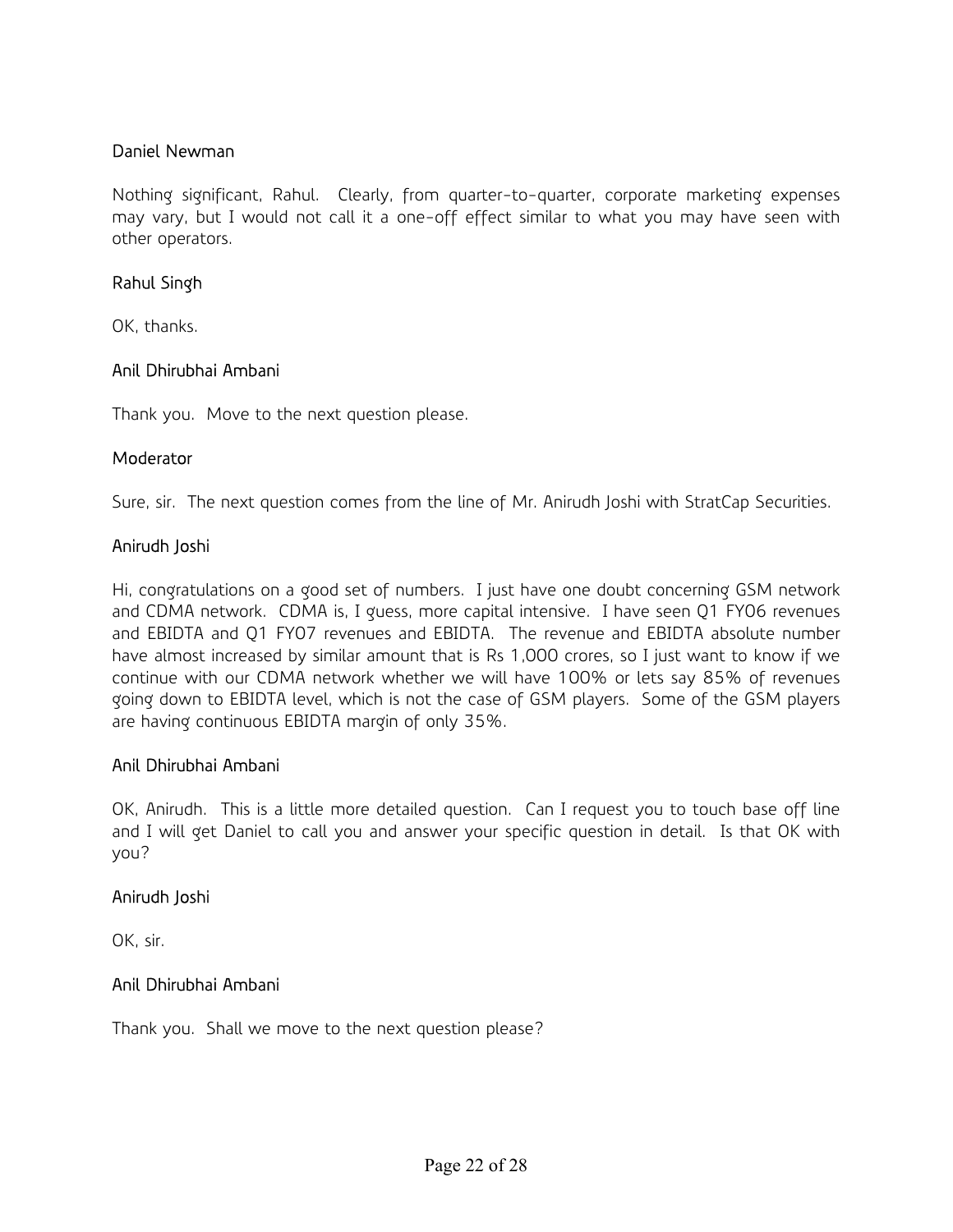**Daniel Newman**

Nothing significant, Rahul. Clearly, from quarter-to-quarter, corporate marketing expenses may vary, but I would not call it a one-off effect similar to what you may have seen with other operators.

**Rahul Singh**

OK, thanks.

**Anil Dhirubhai Ambani**

Thank you. Move to the next question please.

**Moderator**

Sure, sir. The next question comes from the line of Mr. Anirudh Joshi with StratCap Securities.

**Anirudh Joshi**

Hi, congratulations on a good set of numbers. I just have one doubt concerning GSM network and CDMA network. CDMA is, I guess, more capital intensive. I have seen Q1 FY06 revenues and EBIDTA and Q1 FY07 revenues and EBIDTA. The revenue and EBIDTA absolute number have almost increased by similar amount that is Rs 1,000 crores, so I just want to know if we continue with our CDMA network whether we will have 100% or lets say 85% of revenues going down to EBIDTA level, which is not the case of GSM players. Some of the GSM players are having continuous EBIDTA margin of only 35%.

**Anil Dhirubhai Ambani**

OK, Anirudh. This is a little more detailed question. Can I request you to touch base off line and I will get Daniel to call you and answer your specific question in detail. Is that OK with you?

**Anirudh Joshi**

OK, sir.

**Anil Dhirubhai Ambani**

Thank you. Shall we move to the next question please?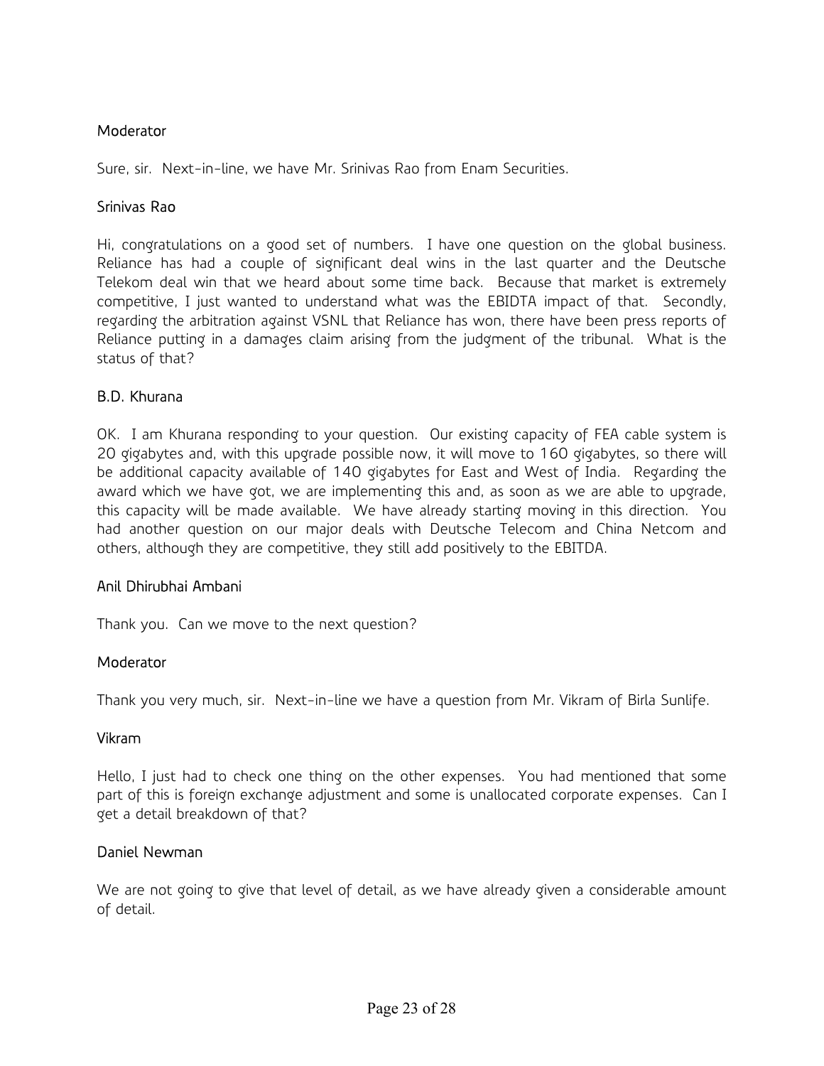**Moderator**

Sure, sir. Next-in-line, we have Mr. Srinivas Rao from Enam Securities.

**Srinivas Rao**

Hi, congratulations on a good set of numbers. I have one question on the global business. Reliance has had a couple of significant deal wins in the last quarter and the Deutsche Telekom deal win that we heard about some time back. Because that market is extremely competitive, I just wanted to understand what was the EBIDTA impact of that. Secondly, regarding the arbitration against VSNL that Reliance has won, there have been press reports of Reliance putting in a damages claim arising from the judgment of the tribunal. What is the status of that?

**B.D. Khurana**

OK. I am Khurana responding to your question. Our existing capacity of FEA cable system is 20 gigabytes and, with this upgrade possible now, it will move to 160 gigabytes, so there will be additional capacity available of 140 gigabytes for East and West of India. Regarding the award which we have got, we are implementing this and, as soon as we are able to upgrade, this capacity will be made available. We have already starting moving in this direction. You had another question on our major deals with Deutsche Telecom and China Netcom and others, although they are competitive, they still add positively to the EBITDA.

**Anil Dhirubhai Ambani**

Thank you. Can we move to the next question?

**Moderator**

Thank you very much, sir. Next-in-line we have a question from Mr. Vikram of Birla Sunlife.

**Vikram**

Hello, I just had to check one thing on the other expenses. You had mentioned that some part of this is foreign exchange adjustment and some is unallocated corporate expenses. Can I get a detail breakdown of that?

**Daniel Newman**

We are not going to give that level of detail, as we have already given a considerable amount of detail.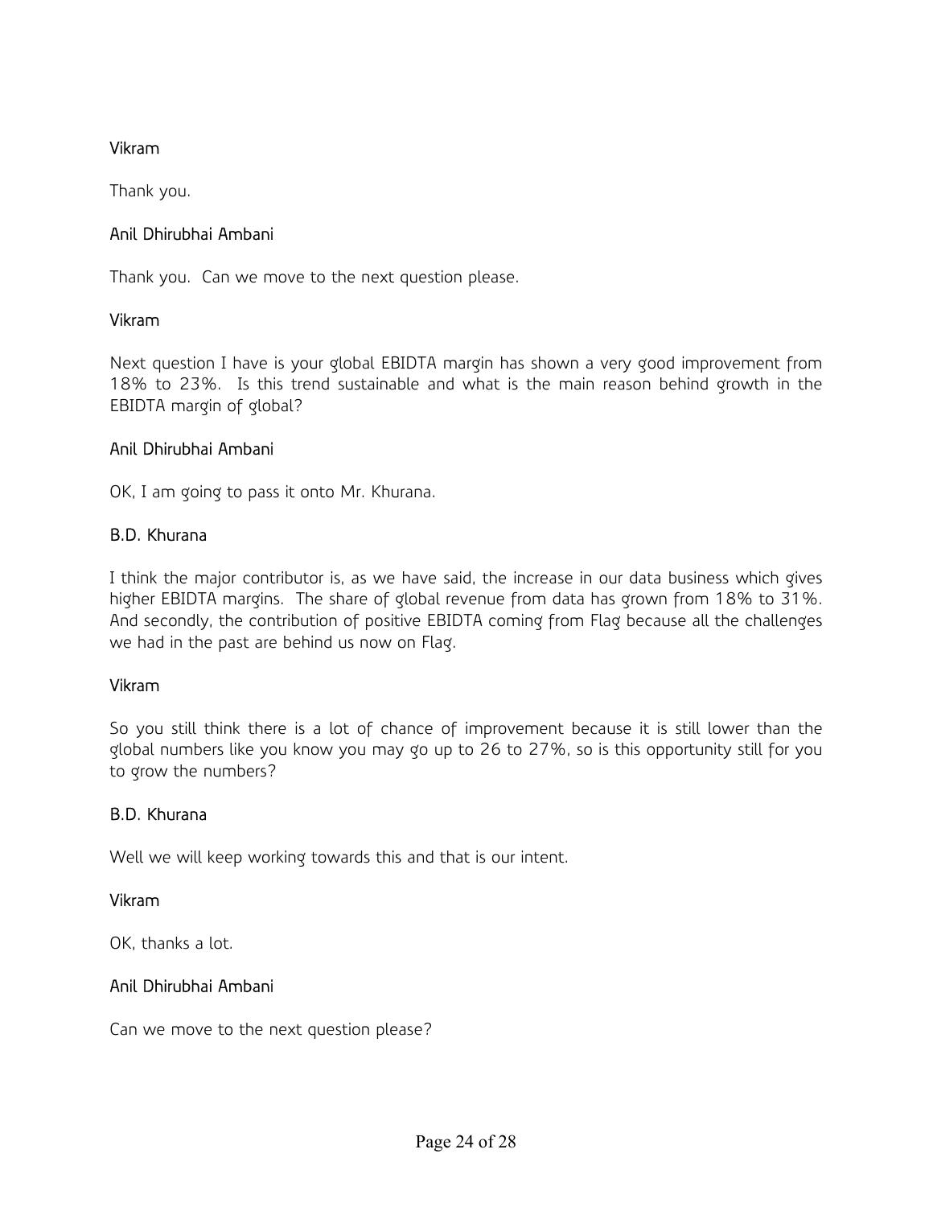**Vikram**

Thank you.

**Anil Dhirubhai Ambani**

Thank you. Can we move to the next question please.

**Vikram**

Next question I have is your global EBIDTA margin has shown a very good improvement from 18% to 23%. Is this trend sustainable and what is the main reason behind growth in the EBIDTA margin of global?

**Anil Dhirubhai Ambani**

OK, I am going to pass it onto Mr. Khurana.

**B.D. Khurana**

I think the major contributor is, as we have said, the increase in our data business which gives higher EBIDTA margins. The share of global revenue from data has grown from 18% to 31%. And secondly, the contribution of positive EBIDTA coming from Flag because all the challenges we had in the past are behind us now on Flag.

**Vikram**

So you still think there is a lot of chance of improvement because it is still lower than the global numbers like you know you may go up to 26 to 27%, so is this opportunity still for you to grow the numbers?

**B.D. Khurana**

Well we will keep working towards this and that is our intent.

**Vikram**

OK, thanks a lot.

**Anil Dhirubhai Ambani**

Can we move to the next question please?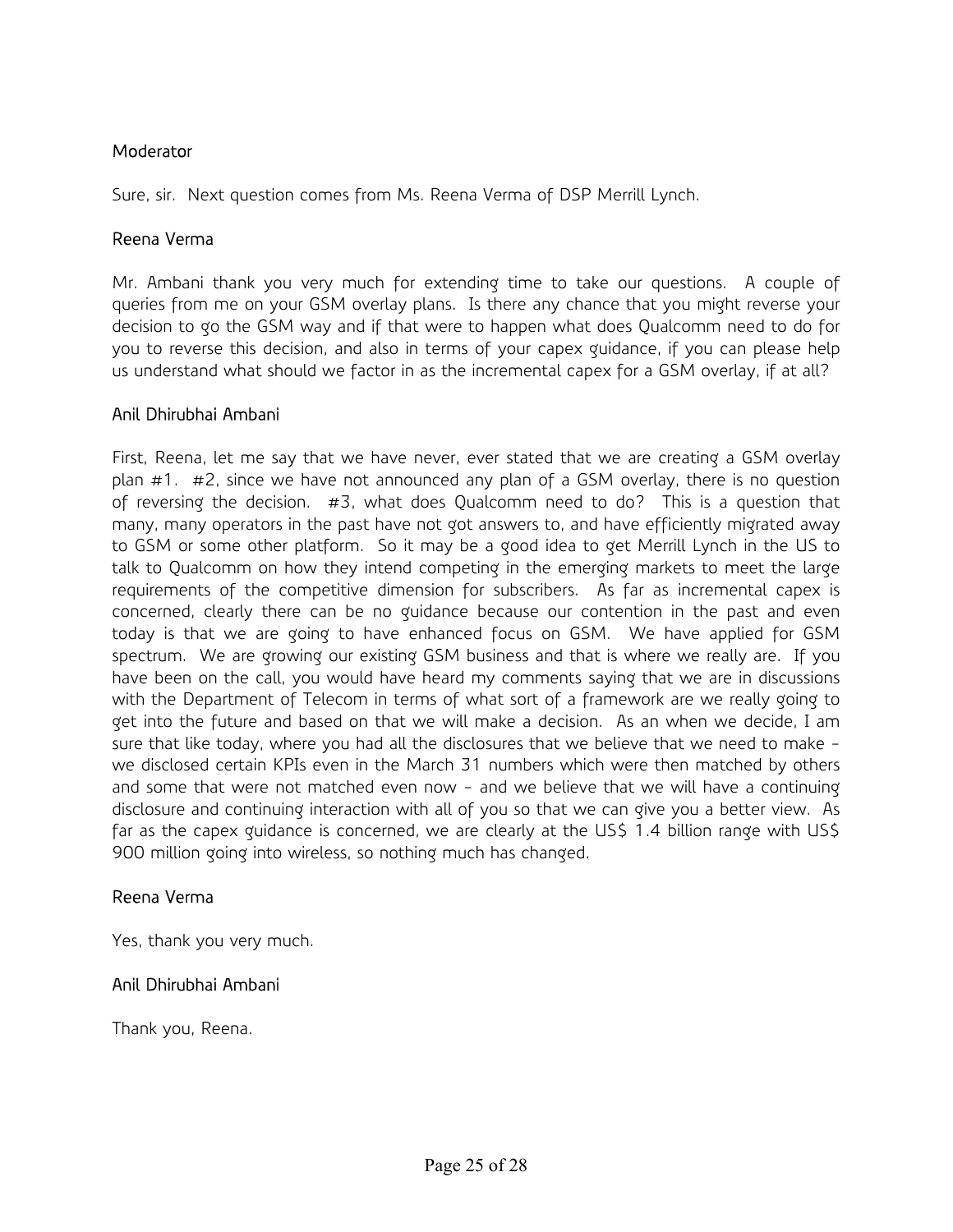Moderator

Sure, sir. Next question comes from Ms. Reena Verma of DSP Merrill Lynch.

Reena Verma

Mr. Ambani thank you very much for extending time to take our questions. A couple of queries from me on your GSM overlay plans. Is there any chance that you might reverse your decision to go the GSM way and if that were to happen what does Qualcomm need to do for you to reverse this decision, and also in terms of your capex guidance, if you can please help us understand what should we factor in as the incremental capex for a GSM overlay, if at all?

Anil Dhirubhai Ambani

First, Reena, let me say that we have never, ever stated that we are creating a GSM overlay plan #1. #2, since we have not announced any plan of a GSM overlay, there is no question of reversing the decision. #3, what does Qualcomm need to do? This is a question that many, many operators in the past have not got answers to, and have efficiently migrated away to GSM or some other platform. So it may be a good idea to get Merrill Lynch in the US to talk to Qualcomm on how they intend competing in the emerging markets to meet the large requirements of the competitive dimension for subscribers. As far as incremental capex is concerned, clearly there can be no guidance because our contention in the past and even today is that we are going to have enhanced focus on GSM. We have applied for GSM spectrum. We are growing our existing GSM business and that is where we really are. If you have been on the call, you would have heard my comments saying that we are in discussions with the Department of Telecom in terms of what sort of a framework are we really going to get into the future and based on that we will make a decision. As an when we decide, I am sure that like today, where you had all the disclosures that we believe that we need to make – we disclosed certain KPIs even in the March 31 numbers which were then matched by others and some that were not matched even now – and we believe that we will have a continuing disclosure and continuing interaction with all of you so that we can give you a better view. As far as the capex guidance is concerned, we are clearly at the US$ 1.4 billion range with US$ 900 million going into wireless, so nothing much has changed.

Reena Verma

Yes, thank you very much.

Anil Dhirubhai Ambani

Thank you, Reena.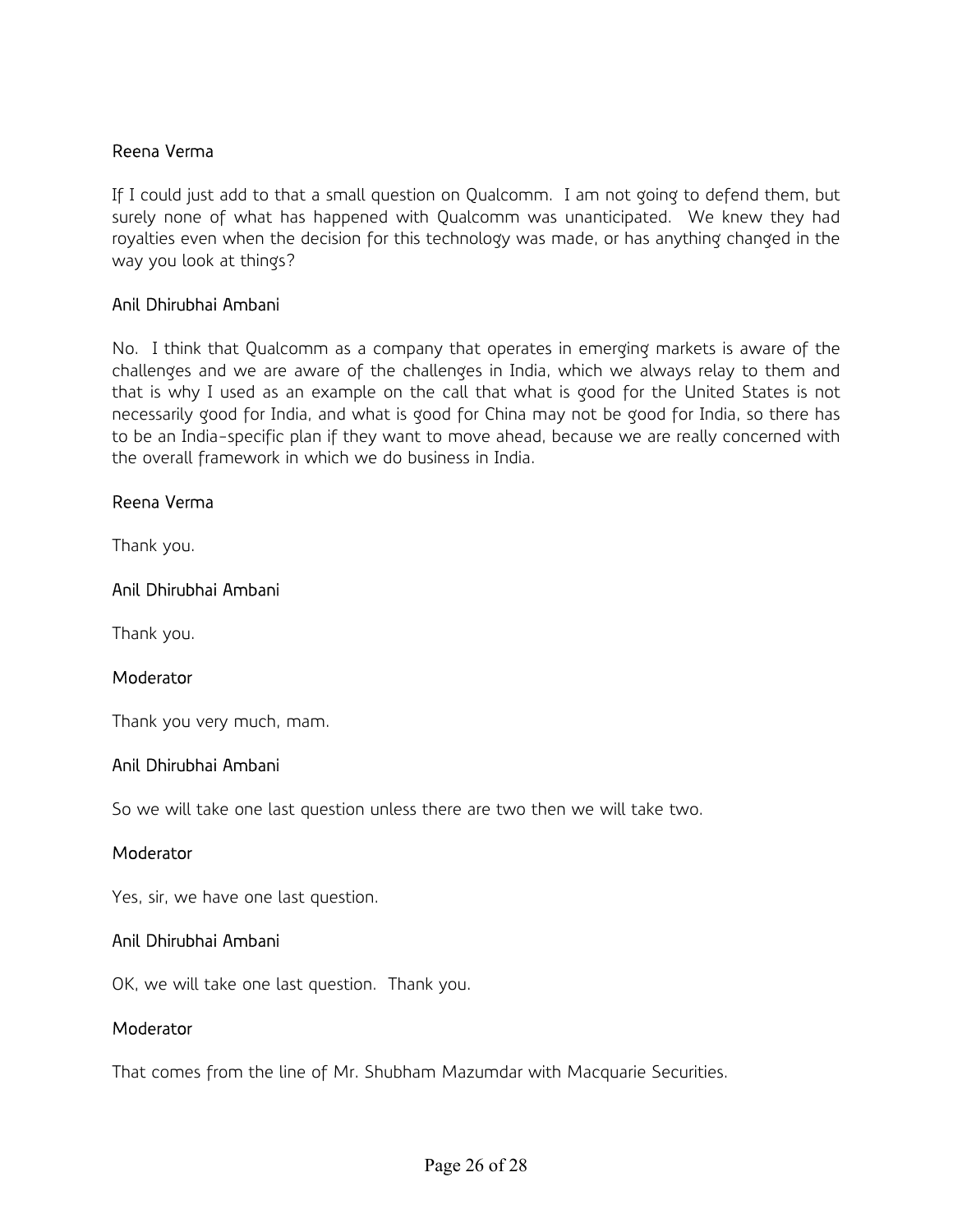Reena Verma

If I could just add to that a small question on Qualcomm. I am not going to defend them, but surely none of what has happened with Qualcomm was unanticipated. We knew they had royalties even when the decision for this technology was made, or has anything changed in the way you look at things?

Anil Dhirubhai Ambani

No. I think that Qualcomm as a company that operates in emerging markets is aware of the challenges and we are aware of the challenges in India, which we always relay to them and that is why I used as an example on the call that what is good for the United States is not necessarily good for India, and what is good for China may not be good for India, so there has to be an India-specific plan if they want to move ahead, because we are really concerned with the overall framework in which we do business in India.

Reena Verma

Thank you.

Anil Dhirubhai Ambani

Thank you.

Moderator

Thank you very much, mam.

Anil Dhirubhai Ambani

So we will take one last question unless there are two then we will take two.

Moderator

Yes, sir, we have one last question.

Anil Dhirubhai Ambani

OK, we will take one last question. Thank you.

Moderator

That comes from the line of Mr. Shubham Mazumdar with Macquarie Securities.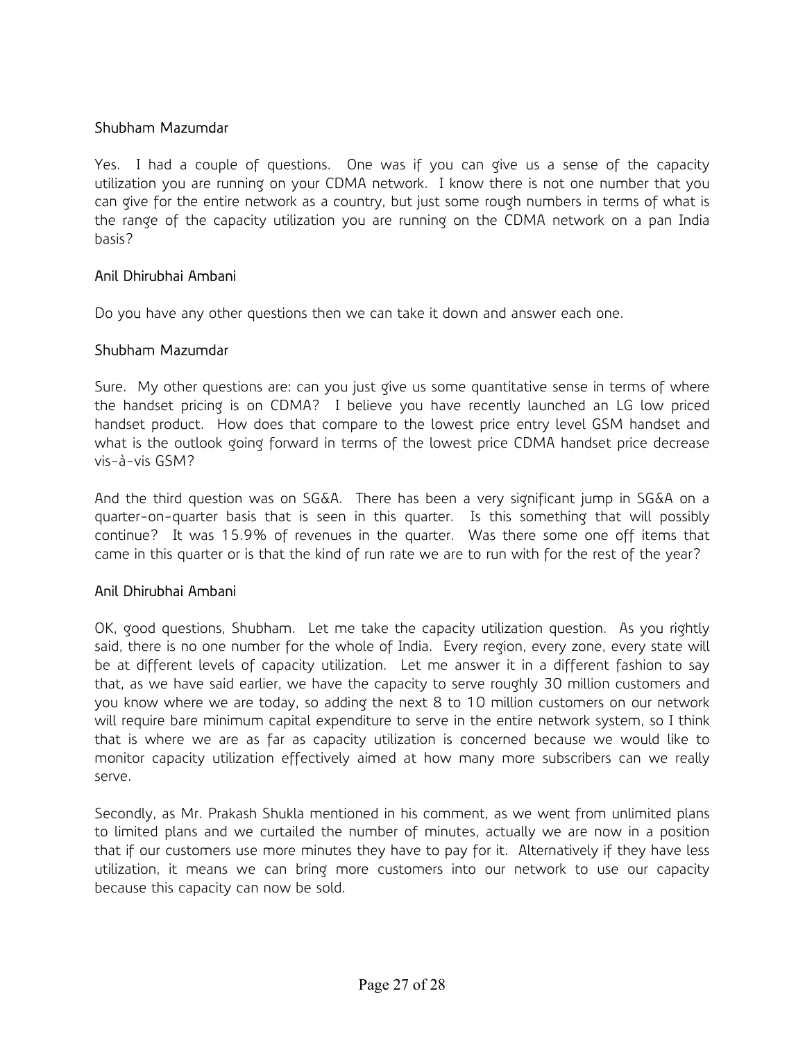Shubham Mazumdar

Yes. I had a couple of questions. One was if you can give us a sense of the capacity utilization you are running on your CDMA network. I know there is not one number that you can give for the entire network as a country, but just some rough numbers in terms of what is the range of the capacity utilization you are running on the CDMA network on a pan India basis?

Anil Dhirubhai Ambani

Do you have any other questions then we can take it down and answer each one.

Shubham Mazumdar

Sure. My other questions are: can you just give us some quantitative sense in terms of where the handset pricing is on CDMA? I believe you have recently launched an LG low priced handset product. How does that compare to the lowest price entry level GSM handset and what is the outlook going forward in terms of the lowest price CDMA handset price decrease vis-à-vis GSM?

And the third question was on SG&A. There has been a very significant jump in SG&A on a quarter-on-quarter basis that is seen in this quarter. Is this something that will possibly continue? It was 15.9% of revenues in the quarter. Was there some one off items that came in this quarter or is that the kind of run rate we are to run with for the rest of the year?

Anil Dhirubhai Ambani

OK, good questions, Shubham. Let me take the capacity utilization question. As you rightly said, there is no one number for the whole of India. Every region, every zone, every state will be at different levels of capacity utilization. Let me answer it in a different fashion to say that, as we have said earlier, we have the capacity to serve roughly 30 million customers and you know where we are today, so adding the next 8 to 10 million customers on our network will require bare minimum capital expenditure to serve in the entire network system, so I think that is where we are as far as capacity utilization is concerned because we would like to monitor capacity utilization effectively aimed at how many more subscribers can we really serve.

Secondly, as Mr. Prakash Shukla mentioned in his comment, as we went from unlimited plans to limited plans and we curtailed the number of minutes, actually we are now in a position that if our customers use more minutes they have to pay for it. Alternatively if they have less utilization, it means we can bring more customers into our network to use our capacity because this capacity can now be sold.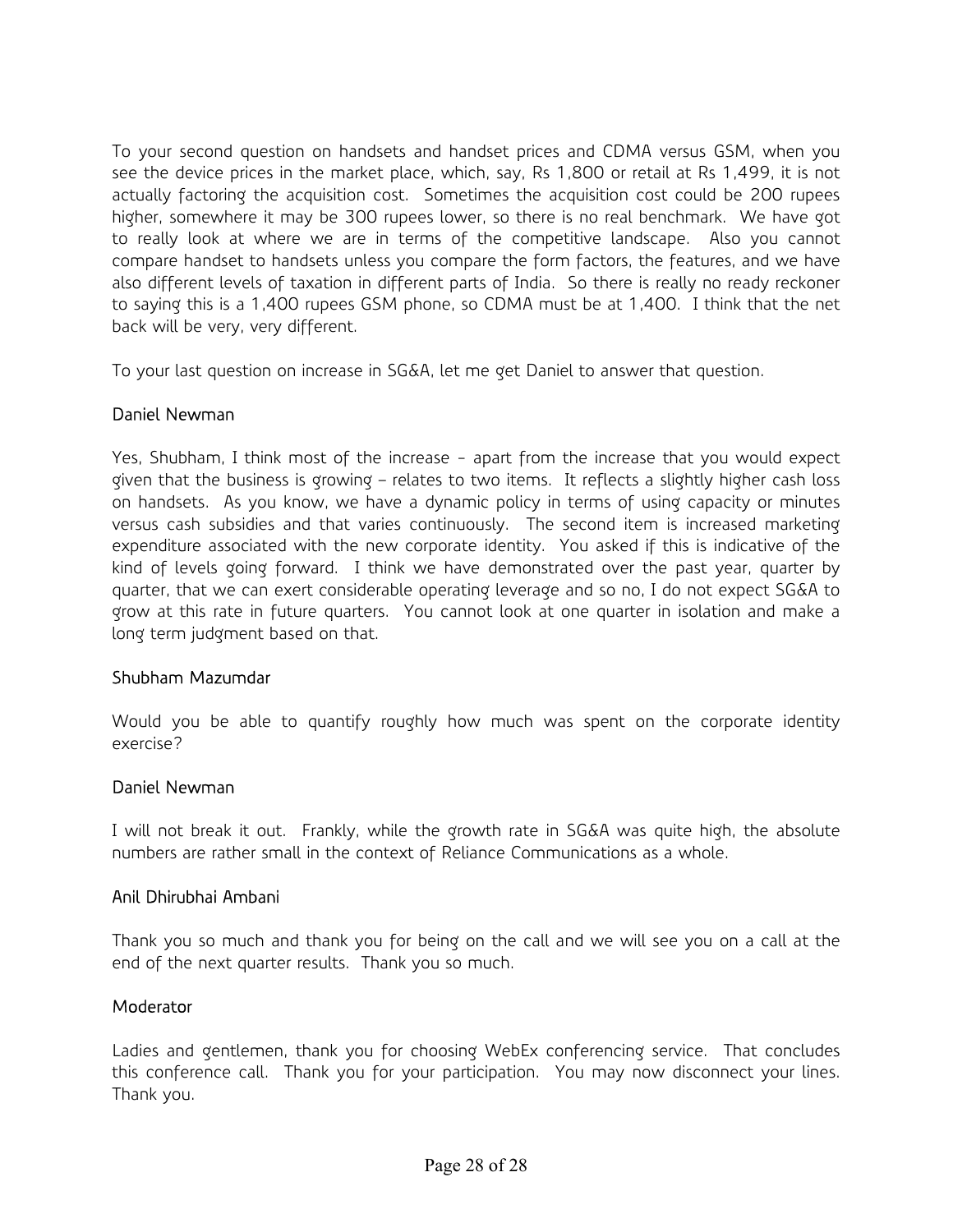To your second question on handsets and handset prices and CDMA versus GSM, when you see the device prices in the market place, which, say, Rs 1,800 or retail at Rs 1,499, it is not actually factoring the acquisition cost. Sometimes the acquisition cost could be 200 rupees higher, somewhere it may be 300 rupees lower, so there is no real benchmark. We have got to really look at where we are in terms of the competitive landscape. Also you cannot compare handset to handsets unless you compare the form factors, the features, and we have also different levels of taxation in different parts of India. So there is really no ready reckoner to saying this is a 1,400 rupees GSM phone, so CDMA must be at 1,400. I think that the net back will be very, very different.

To your last question on increase in SG&A, let me get Daniel to answer that question.

Daniel Newman

Yes, Shubham, I think most of the increase - apart from the increase that you would expect given that the business is growing – relates to two items. It reflects a slightly higher cash loss on handsets. As you know, we have a dynamic policy in terms of using capacity or minutes versus cash subsidies and that varies continuously. The second item is increased marketing expenditure associated with the new corporate identity. You asked if this is indicative of the kind of levels going forward. I think we have demonstrated over the past year, quarter by quarter, that we can exert considerable operating leverage and so no, I do not expect SG&A to grow at this rate in future quarters. You cannot look at one quarter in isolation and make a long term judgment based on that.

Shubham Mazumdar

Would you be able to quantify roughly how much was spent on the corporate identity exercise?

Daniel Newman

I will not break it out. Frankly, while the growth rate in SG&A was quite high, the absolute numbers are rather small in the context of Reliance Communications as a whole.

Anil Dhirubhai Ambani

Thank you so much and thank you for being on the call and we will see you on a call at the end of the next quarter results. Thank you so much.

Moderator

Ladies and gentlemen, thank you for choosing WebEx conferencing service. That concludes this conference call. Thank you for your participation. You may now disconnect your lines. Thank you.